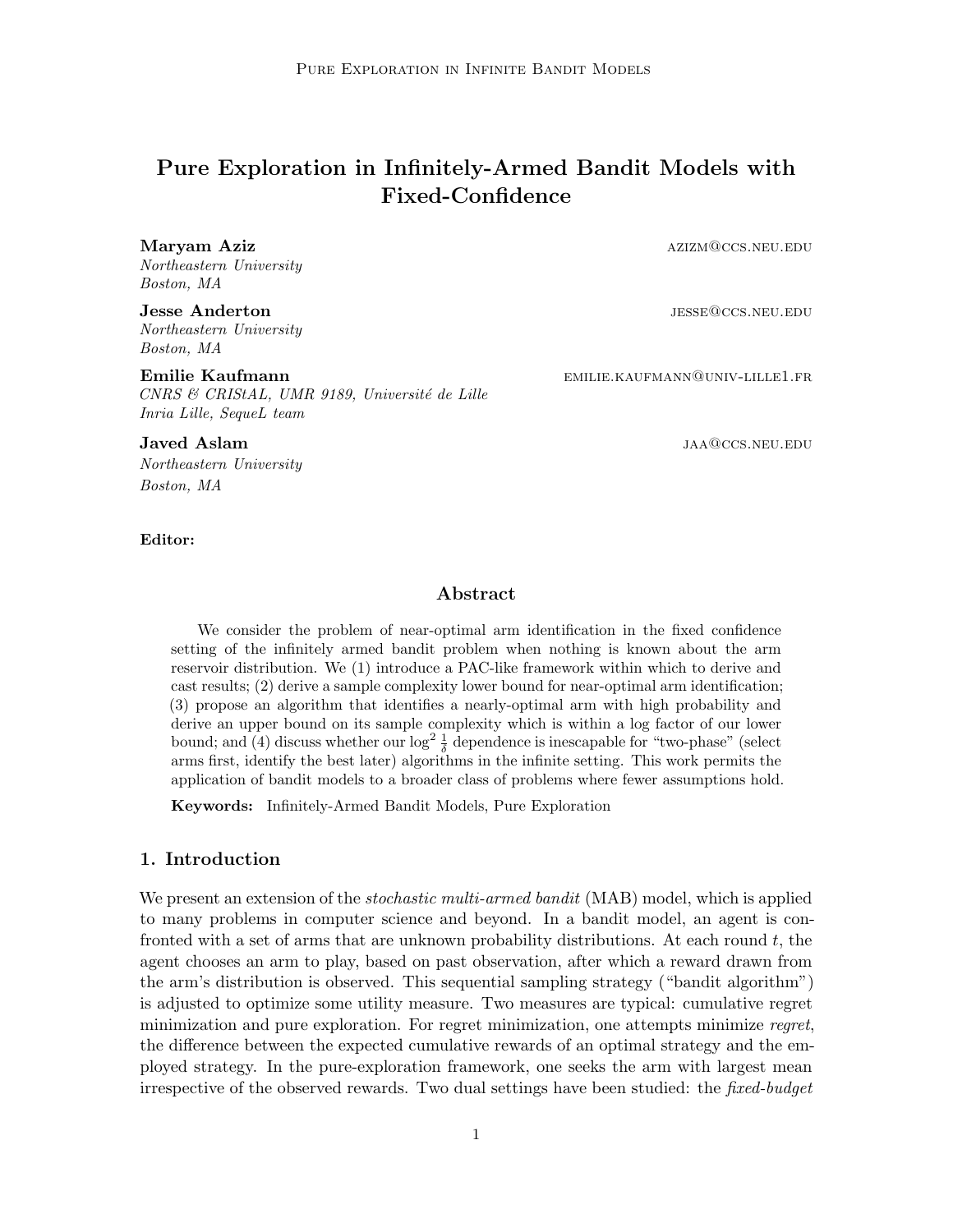# Pure Exploration in Infinitely-Armed Bandit Models with Fixed-Confidence

**Maryam Aziz** azizm@ccs.neu.edu
*Northeastern University*
*Boston, MA*

**Jesse Anderton** jesse@ccs.neu.edu
*Northeastern University*
*Boston, MA*

**Emilie Kaufmann** emilie.kaufmann@univ-lille1.fr
*CNRS & CRIStAL, UMR 9189, Université de Lille*
*Inria Lille, SequeL team*

**Javed Aslam** jaa@ccs.neu.edu
*Northeastern University*
*Boston, MA*

**Editor:**

## Abstract

We consider the problem of near-optimal arm identification in the fixed confidence setting of the infinitely armed bandit problem when nothing is known about the arm reservoir distribution. We (1) introduce a PAC-like framework within which to derive and cast results; (2) derive a sample complexity lower bound for near-optimal arm identification; (3) propose an algorithm that identifies a nearly-optimal arm with high probability and derive an upper bound on its sample complexity which is within a log factor of our lower bound; and (4) discuss whether our $\log^2 \frac{1}{\delta}$ dependence is inescapable for "two-phase" (select arms first, identify the best later) algorithms in the infinite setting. This work permits the application of bandit models to a broader class of problems where fewer assumptions hold.

**Keywords:** Infinitely-Armed Bandit Models, Pure Exploration

## 1. Introduction

We present an extension of the *stochastic multi-armed bandit* (MAB) model, which is applied to many problems in computer science and beyond. In a bandit model, an agent is confronted with a set of arms that are unknown probability distributions. At each round $t$, the agent chooses an arm to play, based on past observation, after which a reward drawn from the arm's distribution is observed. This sequential sampling strategy ("bandit algorithm") is adjusted to optimize some utility measure. Two measures are typical: cumulative regret minimization and pure exploration. For regret minimization, one attempts minimize *regret*, the difference between the expected cumulative rewards of an optimal strategy and the employed strategy. In the pure-exploration framework, one seeks the arm with largest mean irrespective of the observed rewards. Two dual settings have been studied: the *fixed-budget*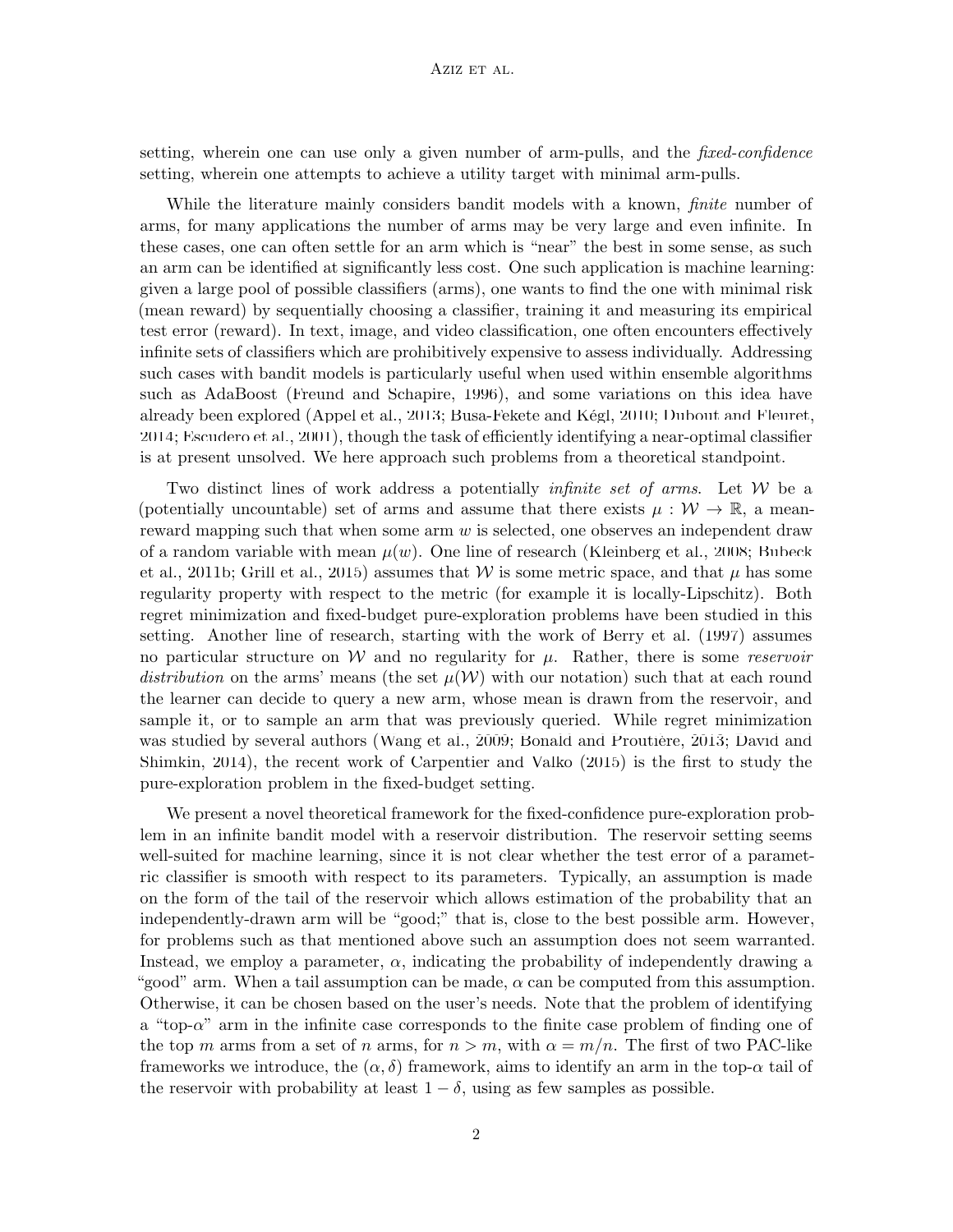setting, wherein one can use only a given number of arm-pulls, and the *fixed-confidence* setting, wherein one attempts to achieve a utility target with minimal arm-pulls.

While the literature mainly considers bandit models with a known, *finite* number of arms, for many applications the number of arms may be very large and even infinite. In these cases, one can often settle for an arm which is "near" the best in some sense, as such an arm can be identified at significantly less cost. One such application is machine learning: given a large pool of possible classifiers (arms), one wants to find the one with minimal risk (mean reward) by sequentially choosing a classifier, training it and measuring its empirical test error (reward). In text, image, and video classification, one often encounters effectively infinite sets of classifiers which are prohibitively expensive to assess individually. Addressing such cases with bandit models is particularly useful when used within ensemble algorithms such as AdaBoost (Freund and Schapire, 1996), and some variations on this idea have already been explored (Appel et al., 2013; Busa-Fekete and Kégl, 2010; Dubout and Fleuret, 2014; Escudero et al., 2001), though the task of efficiently identifying a near-optimal classifier is at present unsolved. We here approach such problems from a theoretical standpoint.

Two distinct lines of work address a potentially *infinite set of arms*. Let $\mathcal{W}$ be a (potentially uncountable) set of arms and assume that there exists $\mu : \mathcal{W} \to \mathbb{R}$, a mean-reward mapping such that when some arm $w$ is selected, one observes an independent draw of a random variable with mean $\mu(w)$. One line of research (Kleinberg et al., 2008; Bubeck et al., 2011b; Grill et al., 2015) assumes that $\mathcal{W}$ is some metric space, and that $\mu$ has some regularity property with respect to the metric (for example it is locally-Lipschitz). Both regret minimization and fixed-budget pure-exploration problems have been studied in this setting. Another line of research, starting with the work of Berry et al. (1997) assumes no particular structure on $\mathcal{W}$ and no regularity for $\mu$. Rather, there is some *reservoir distribution* on the arms' means (the set $\mu(\mathcal{W})$ with our notation) such that at each round the learner can decide to query a new arm, whose mean is drawn from the reservoir, and sample it, or to sample an arm that was previously queried. While regret minimization was studied by several authors (Wang et al., 2009; Bonald and Proutière, 2013; David and Shimkin, 2014), the recent work of Carpentier and Valko (2015) is the first to study the pure-exploration problem in the fixed-budget setting.

We present a novel theoretical framework for the fixed-confidence pure-exploration problem in an infinite bandit model with a reservoir distribution. The reservoir setting seems well-suited for machine learning, since it is not clear whether the test error of a parametric classifier is smooth with respect to its parameters. Typically, an assumption is made on the form of the tail of the reservoir which allows estimation of the probability that an independently-drawn arm will be "good;" that is, close to the best possible arm. However, for problems such as that mentioned above such an assumption does not seem warranted. Instead, we employ a parameter, $\alpha$, indicating the probability of independently drawing a "good" arm. When a tail assumption can be made, $\alpha$ can be computed from this assumption. Otherwise, it can be chosen based on the user's needs. Note that the problem of identifying a "top-$\alpha$" arm in the infinite case corresponds to the finite case problem of finding one of the top $m$ arms from a set of $n$ arms, for $n > m$, with $\alpha = m/n$. The first of two PAC-like frameworks we introduce, the $(\alpha, \delta)$ framework, aims to identify an arm in the top-$\alpha$ tail of the reservoir with probability at least $1 - \delta$, using as few samples as possible.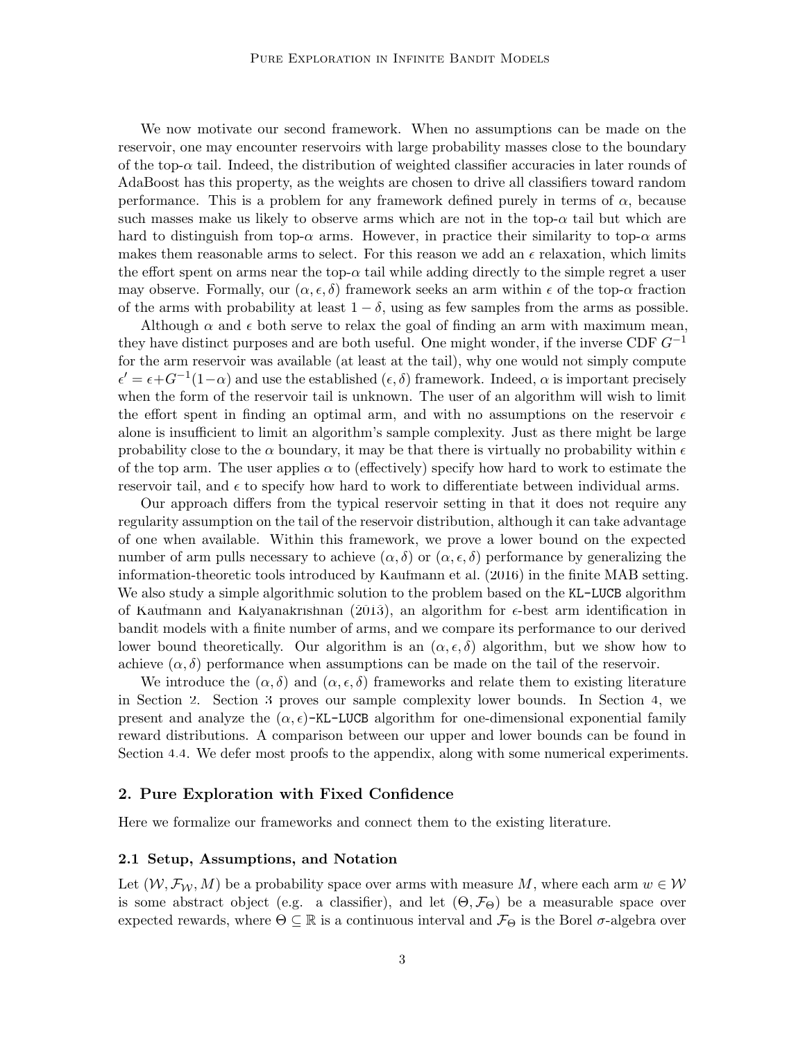We now motivate our second framework. When no assumptions can be made on the reservoir, one may encounter reservoirs with large probability masses close to the boundary of the top-$\alpha$ tail. Indeed, the distribution of weighted classifier accuracies in later rounds of AdaBoost has this property, as the weights are chosen to drive all classifiers toward random performance. This is a problem for any framework defined purely in terms of $\alpha$, because such masses make us likely to observe arms which are not in the top-$\alpha$ tail but which are hard to distinguish from top-$\alpha$ arms. However, in practice their similarity to top-$\alpha$ arms makes them reasonable arms to select. For this reason we add an $\epsilon$ relaxation, which limits the effort spent on arms near the top-$\alpha$ tail while adding directly to the simple regret a user may observe. Formally, our $(\alpha, \epsilon, \delta)$ framework seeks an arm within $\epsilon$ of the top-$\alpha$ fraction of the arms with probability at least $1 - \delta$, using as few samples from the arms as possible.

Although $\alpha$ and $\epsilon$ both serve to relax the goal of finding an arm with maximum mean, they have distinct purposes and are both useful. One might wonder, if the inverse CDF $G^{-1}$ for the arm reservoir was available (at least at the tail), why one would not simply compute $\epsilon' = \epsilon + G^{-1}(1-\alpha)$ and use the established $(\epsilon, \delta)$ framework. Indeed, $\alpha$ is important precisely when the form of the reservoir tail is unknown. The user of an algorithm will wish to limit the effort spent in finding an optimal arm, and with no assumptions on the reservoir $\epsilon$ alone is insufficient to limit an algorithm's sample complexity. Just as there might be large probability close to the $\alpha$ boundary, it may be that there is virtually no probability within $\epsilon$ of the top arm. The user applies $\alpha$ to (effectively) specify how hard to work to estimate the reservoir tail, and $\epsilon$ to specify how hard to work to differentiate between individual arms.

Our approach differs from the typical reservoir setting in that it does not require any regularity assumption on the tail of the reservoir distribution, although it can take advantage of one when available. Within this framework, we prove a lower bound on the expected number of arm pulls necessary to achieve $(\alpha, \delta)$ or $(\alpha, \epsilon, \delta)$ performance by generalizing the information-theoretic tools introduced by Kaufmann et al. (2016) in the finite MAB setting. We also study a simple algorithmic solution to the problem based on the KL-LUCB algorithm of Kaufmann and Kalyanakrishnan (2013), an algorithm for $\epsilon$-best arm identification in bandit models with a finite number of arms, and we compare its performance to our derived lower bound theoretically. Our algorithm is an $(\alpha, \epsilon, \delta)$ algorithm, but we show how to achieve $(\alpha, \delta)$ performance when assumptions can be made on the tail of the reservoir.

We introduce the $(\alpha, \delta)$ and $(\alpha, \epsilon, \delta)$ frameworks and relate them to existing literature in Section 2. Section 3 proves our sample complexity lower bounds. In Section 4, we present and analyze the $(\alpha, \epsilon)$-KL-LUCB algorithm for one-dimensional exponential family reward distributions. A comparison between our upper and lower bounds can be found in Section 4.4. We defer most proofs to the appendix, along with some numerical experiments.

## 2. Pure Exploration with Fixed Confidence

Here we formalize our frameworks and connect them to the existing literature.

### 2.1 Setup, Assumptions, and Notation

Let $(\mathcal{W}, \mathcal{F}_{\mathcal{W}}, M)$ be a probability space over arms with measure $M$, where each arm $w \in \mathcal{W}$ is some abstract object (e.g. a classifier), and let $(\Theta, \mathcal{F}_{\Theta})$ be a measurable space over expected rewards, where $\Theta \subseteq \mathbb{R}$ is a continuous interval and $\mathcal{F}_{\Theta}$ is the Borel $\sigma$-algebra over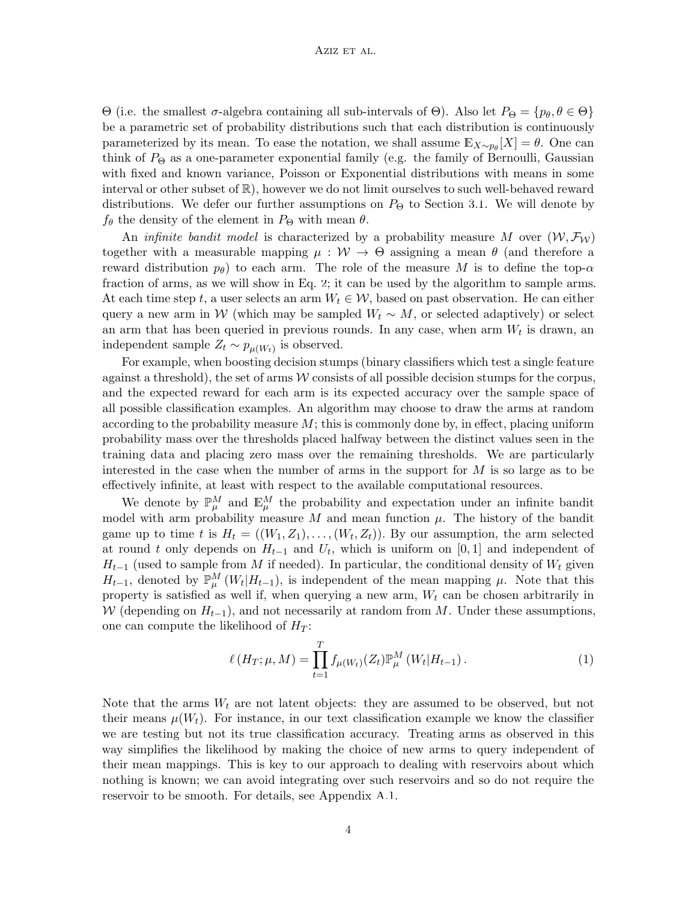$\Theta$ (i.e. the smallest $\sigma$-algebra containing all sub-intervals of $\Theta$). Also let $P_\Theta = \{p_\theta, \theta \in \Theta\}$ be a parametric set of probability distributions such that each distribution is continuously parameterized by its mean. To ease the notation, we shall assume $\mathbb{E}_{X\sim p_\theta}[X] = \theta$. One can think of $P_\Theta$ as a one-parameter exponential family (e.g. the family of Bernoulli, Gaussian with fixed and known variance, Poisson or Exponential distributions with means in some interval or other subset of $\mathbb{R}$), however we do not limit ourselves to such well-behaved reward distributions. We defer our further assumptions on $P_\Theta$ to Section 3.1. We will denote by $f_\theta$ the density of the element in $P_\Theta$ with mean $\theta$.

An *infinite bandit model* is characterized by a probability measure $M$ over $(\mathcal{W}, \mathcal{F}_\mathcal{W})$ together with a measurable mapping $\mu : \mathcal{W} \to \Theta$ assigning a mean $\theta$ (and therefore a reward distribution $p_\theta$) to each arm. The role of the measure $M$ is to define the top-$\alpha$ fraction of arms, as we will show in Eq. 2; it can be used by the algorithm to sample arms. At each time step $t$, a user selects an arm $W_t \in \mathcal{W}$, based on past observation. He can either query a new arm in $\mathcal{W}$ (which may be sampled $W_t \sim M$, or selected adaptively) or select an arm that has been queried in previous rounds. In any case, when arm $W_t$ is drawn, an independent sample $Z_t \sim p_{\mu(W_t)}$ is observed.

For example, when boosting decision stumps (binary classifiers which test a single feature against a threshold), the set of arms $\mathcal{W}$ consists of all possible decision stumps for the corpus, and the expected reward for each arm is its expected accuracy over the sample space of all possible classification examples. An algorithm may choose to draw the arms at random according to the probability measure $M$; this is commonly done by, in effect, placing uniform probability mass over the thresholds placed halfway between the distinct values seen in the training data and placing zero mass over the remaining thresholds. We are particularly interested in the case when the number of arms in the support for $M$ is so large as to be effectively infinite, at least with respect to the available computational resources.

We denote by $\mathbb{P}_\mu^M$ and $\mathbb{E}_\mu^M$ the probability and expectation under an infinite bandit model with arm probability measure $M$ and mean function $\mu$. The history of the bandit game up to time $t$ is $H_t = ((W_1, Z_1), \ldots, (W_t, Z_t))$. By our assumption, the arm selected at round $t$ only depends on $H_{t-1}$ and $U_t$, which is uniform on $[0, 1]$ and independent of $H_{t-1}$ (used to sample from $M$ if needed). In particular, the conditional density of $W_t$ given $H_{t-1}$, denoted by $\mathbb{P}_\mu^M(W_t|H_{t-1})$, is independent of the mean mapping $\mu$. Note that this property is satisfied as well if, when querying a new arm, $W_t$ can be chosen arbitrarily in $\mathcal{W}$ (depending on $H_{t-1}$), and not necessarily at random from $M$. Under these assumptions, one can compute the likelihood of $H_T$:

$$\ell(H_T; \mu, M) = \prod_{t=1}^{T} f_{\mu(W_t)}(Z_t) \mathbb{P}_\mu^M(W_t|H_{t-1}). \tag{1}$$

Note that the arms $W_t$ are not latent objects: they are assumed to be observed, but not their means $\mu(W_t)$. For instance, in our text classification example we know the classifier we are testing but not its true classification accuracy. Treating arms as observed in this way simplifies the likelihood by making the choice of new arms to query independent of their mean mappings. This is key to our approach to dealing with reservoirs about which nothing is known; we can avoid integrating over such reservoirs and so do not require the reservoir to be smooth. For details, see Appendix A.1.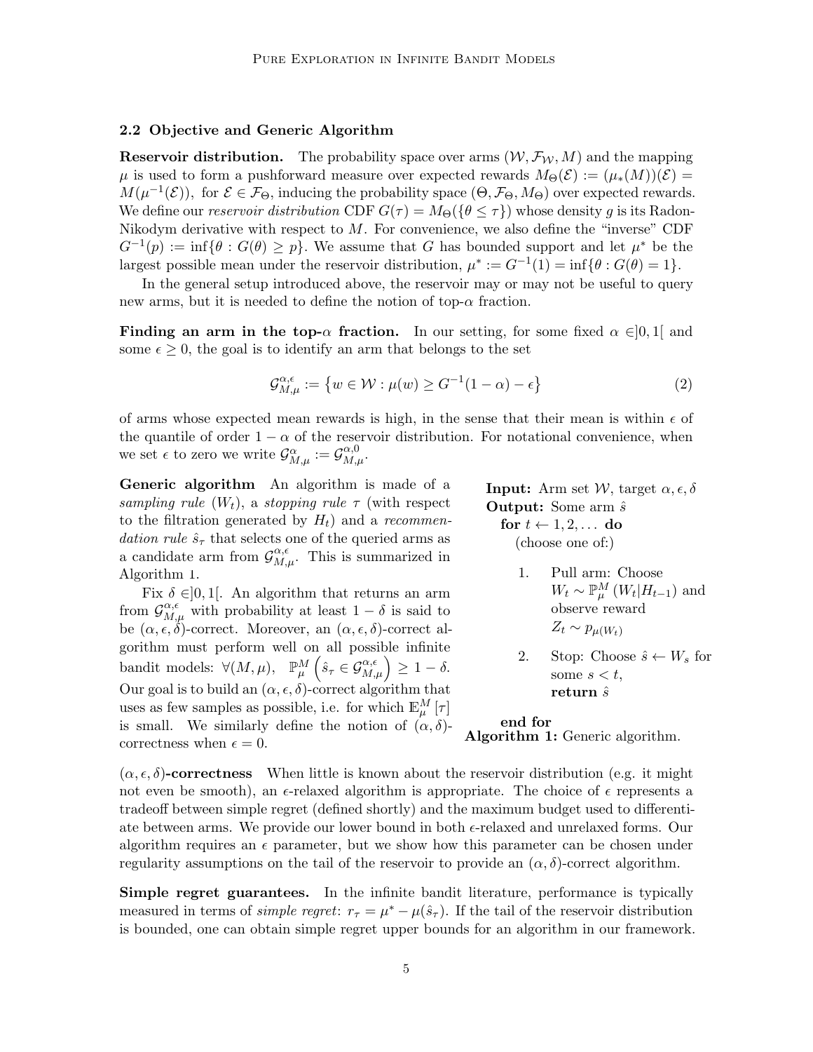### 2.2 Objective and Generic Algorithm

**Reservoir distribution.** The probability space over arms $(\mathcal{W}, \mathcal{F}_\mathcal{W}, M)$ and the mapping $\mu$ is used to form a pushforward measure over expected rewards $M_\Theta(\mathcal{E}) := (\mu_*(M))(\mathcal{E}) = M(\mu^{-1}(\mathcal{E}))$, for $\mathcal{E} \in \mathcal{F}_\Theta$, inducing the probability space $(\Theta, \mathcal{F}_\Theta, M_\Theta)$ over expected rewards. We define our *reservoir distribution* CDF $G(\tau) = M_\Theta(\{\theta \le \tau\})$ whose density $g$ is its Radon-Nikodym derivative with respect to $M$. For convenience, we also define the "inverse" CDF $G^{-1}(p) := \inf\{\theta : G(\theta) \ge p\}$. We assume that $G$ has bounded support and let $\mu^*$ be the largest possible mean under the reservoir distribution, $\mu^* := G^{-1}(1) = \inf\{\theta : G(\theta) = 1\}$.

In the general setup introduced above, the reservoir may or may not be useful to query new arms, but it is needed to define the notion of top-$\alpha$ fraction.

**Finding an arm in the top-$\alpha$ fraction.** In our setting, for some fixed $\alpha \in ]0,1[$ and some $\epsilon \ge 0$, the goal is to identify an arm that belongs to the set

$$\mathcal{G}^{\alpha,\epsilon}_{M,\mu} := \left\{ w \in \mathcal{W} : \mu(w) \ge G^{-1}(1-\alpha) - \epsilon \right\} \tag{2}$$

of arms whose expected mean rewards is high, in the sense that their mean is within $\epsilon$ of the quantile of order $1-\alpha$ of the reservoir distribution. For notational convenience, when we set $\epsilon$ to zero we write $\mathcal{G}^{\alpha}_{M,\mu} := \mathcal{G}^{\alpha,0}_{M,\mu}$.

**Generic algorithm** An algorithm is made of a *sampling rule* $(W_t)$, a *stopping rule* $\tau$ (with respect to the filtration generated by $H_t$) and a *recommendation rule* $\hat{s}_\tau$ that selects one of the queried arms as a candidate arm from $\mathcal{G}^{\alpha,\epsilon}_{M,\mu}$. This is summarized in Algorithm 1.

Fix $\delta \in ]0,1[$. An algorithm that returns an arm from $\mathcal{G}^{\alpha,\epsilon}_{M,\mu}$ with probability at least $1-\delta$ is said to be $(\alpha,\epsilon,\delta)$-correct. Moreover, an $(\alpha,\epsilon,\delta)$-correct algorithm must perform well on all possible infinite bandit models: $\forall (M,\mu),\quad \mathbb{P}^M_\mu\left(\hat{s}_\tau \in \mathcal{G}^{\alpha,\epsilon}_{M,\mu}\right) \ge 1-\delta$. Our goal is to build an $(\alpha,\epsilon,\delta)$-correct algorithm that uses as few samples as possible, i.e. for which $\mathbb{E}^M_\mu[\tau]$ is small. We similarly define the notion of $(\alpha,\delta)$-correctness when $\epsilon = 0$.

**Input:** Arm set $\mathcal{W}$, target $\alpha, \epsilon, \delta$  
**Output:** Some arm $\hat{s}$  
**for** $t \leftarrow 1, 2, \ldots$ **do**  
(choose one of:)

1. Pull arm: Choose $W_t \sim \mathbb{P}^M_\mu(W_t | H_{t-1})$ and observe reward $Z_t \sim p_{\mu(W_t)}$
2. Stop: Choose $\hat{s} \leftarrow W_s$ for some $s < t$, **return** $\hat{s}$

**end for**

**Algorithm 1:** Generic algorithm.

**$(\alpha,\epsilon,\delta)$-correctness** When little is known about the reservoir distribution (e.g. it might not even be smooth), an $\epsilon$-relaxed algorithm is appropriate. The choice of $\epsilon$ represents a tradeoff between simple regret (defined shortly) and the maximum budget used to differentiate between arms. We provide our lower bound in both $\epsilon$-relaxed and unrelaxed forms. Our algorithm requires an $\epsilon$ parameter, but we show how this parameter can be chosen under regularity assumptions on the tail of the reservoir to provide an $(\alpha,\delta)$-correct algorithm.

**Simple regret guarantees.** In the infinite bandit literature, performance is typically measured in terms of *simple regret*: $r_\tau = \mu^* - \mu(\hat{s}_\tau)$. If the tail of the reservoir distribution is bounded, one can obtain simple regret upper bounds for an algorithm in our framework.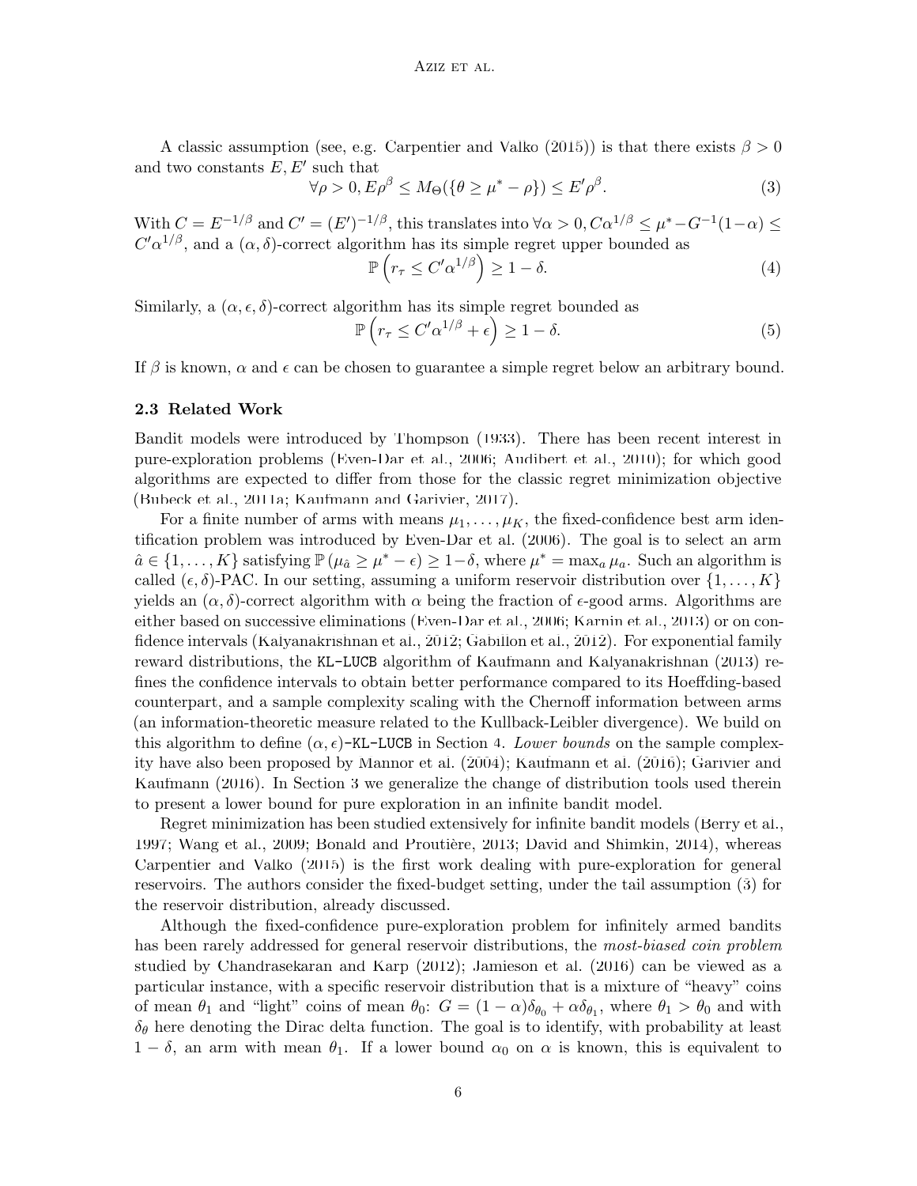A classic assumption (see, e.g. Carpentier and Valko (2015)) is that there exists $\beta > 0$ and two constants $E, E'$ such that

$$\forall \rho > 0, E\rho^\beta \leq M_\Theta(\{\theta \geq \mu^* - \rho\}) \leq E'\rho^\beta. \tag{3}$$

With $C = E^{-1/\beta}$ and $C' = (E')^{-1/\beta}$, this translates into $\forall \alpha > 0, C\alpha^{1/\beta} \leq \mu^* - G^{-1}(1-\alpha) \leq C'\alpha^{1/\beta}$, and a $(\alpha, \delta)$-correct algorithm has its simple regret upper bounded as

$$\mathbb{P}\left(r_\tau \leq C'\alpha^{1/\beta}\right) \geq 1 - \delta. \tag{4}$$

Similarly, a $(\alpha, \epsilon, \delta)$-correct algorithm has its simple regret bounded as

$$\mathbb{P}\left(r_\tau \leq C'\alpha^{1/\beta} + \epsilon\right) \geq 1 - \delta. \tag{5}$$

If $\beta$ is known, $\alpha$ and $\epsilon$ can be chosen to guarantee a simple regret below an arbitrary bound.

### 2.3 Related Work

Bandit models were introduced by Thompson (1933). There has been recent interest in pure-exploration problems (Even-Dar et al., 2006; Audibert et al., 2010); for which good algorithms are expected to differ from those for the classic regret minimization objective (Bubeck et al., 2011a; Kaufmann and Garivier, 2017).

For a finite number of arms with means $\mu_1, \ldots, \mu_K$, the fixed-confidence best arm identification problem was introduced by Even-Dar et al. (2006). The goal is to select an arm $\hat{a} \in \{1, \ldots, K\}$ satisfying $\mathbb{P}(\mu_{\hat{a}} \geq \mu^* - \epsilon) \geq 1-\delta$, where $\mu^* = \max_a \mu_a$. Such an algorithm is called $(\epsilon, \delta)$-PAC. In our setting, assuming a uniform reservoir distribution over $\{1, \ldots, K\}$ yields an $(\alpha, \delta)$-correct algorithm with $\alpha$ being the fraction of $\epsilon$-good arms. Algorithms are either based on successive eliminations (Even-Dar et al., 2006; Karnin et al., 2013) or on confidence intervals (Kalyanakrishnan et al., 2012; Gabillon et al., 2012). For exponential family reward distributions, the `KL-LUCB` algorithm of Kaufmann and Kalyanakrishnan (2013) refines the confidence intervals to obtain better performance compared to its Hoeffding-based counterpart, and a sample complexity scaling with the Chernoff information between arms (an information-theoretic measure related to the Kullback-Leibler divergence). We build on this algorithm to define $(\alpha, \epsilon)$-`KL-LUCB` in Section 4. *Lower bounds* on the sample complexity have also been proposed by Mannor et al. (2004); Kaufmann et al. (2016); Garivier and Kaufmann (2016). In Section 3 we generalize the change of distribution tools used therein to present a lower bound for pure exploration in an infinite bandit model.

Regret minimization has been studied extensively for infinite bandit models (Berry et al., 1997; Wang et al., 2009; Bonald and Proutière, 2013; David and Shimkin, 2014), whereas Carpentier and Valko (2015) is the first work dealing with pure-exploration for general reservoirs. The authors consider the fixed-budget setting, under the tail assumption (3) for the reservoir distribution, already discussed.

Although the fixed-confidence pure-exploration problem for infinitely armed bandits has been rarely addressed for general reservoir distributions, the *most-biased coin problem* studied by Chandrasekaran and Karp (2012); Jamieson et al. (2016) can be viewed as a particular instance, with a specific reservoir distribution that is a mixture of "heavy" coins of mean $\theta_1$ and "light" coins of mean $\theta_0$: $G = (1-\alpha)\delta_{\theta_0} + \alpha\delta_{\theta_1}$, where $\theta_1 > \theta_0$ and with $\delta_\theta$ here denoting the Dirac delta function. The goal is to identify, with probability at least $1 - \delta$, an arm with mean $\theta_1$. If a lower bound $\alpha_0$ on $\alpha$ is known, this is equivalent to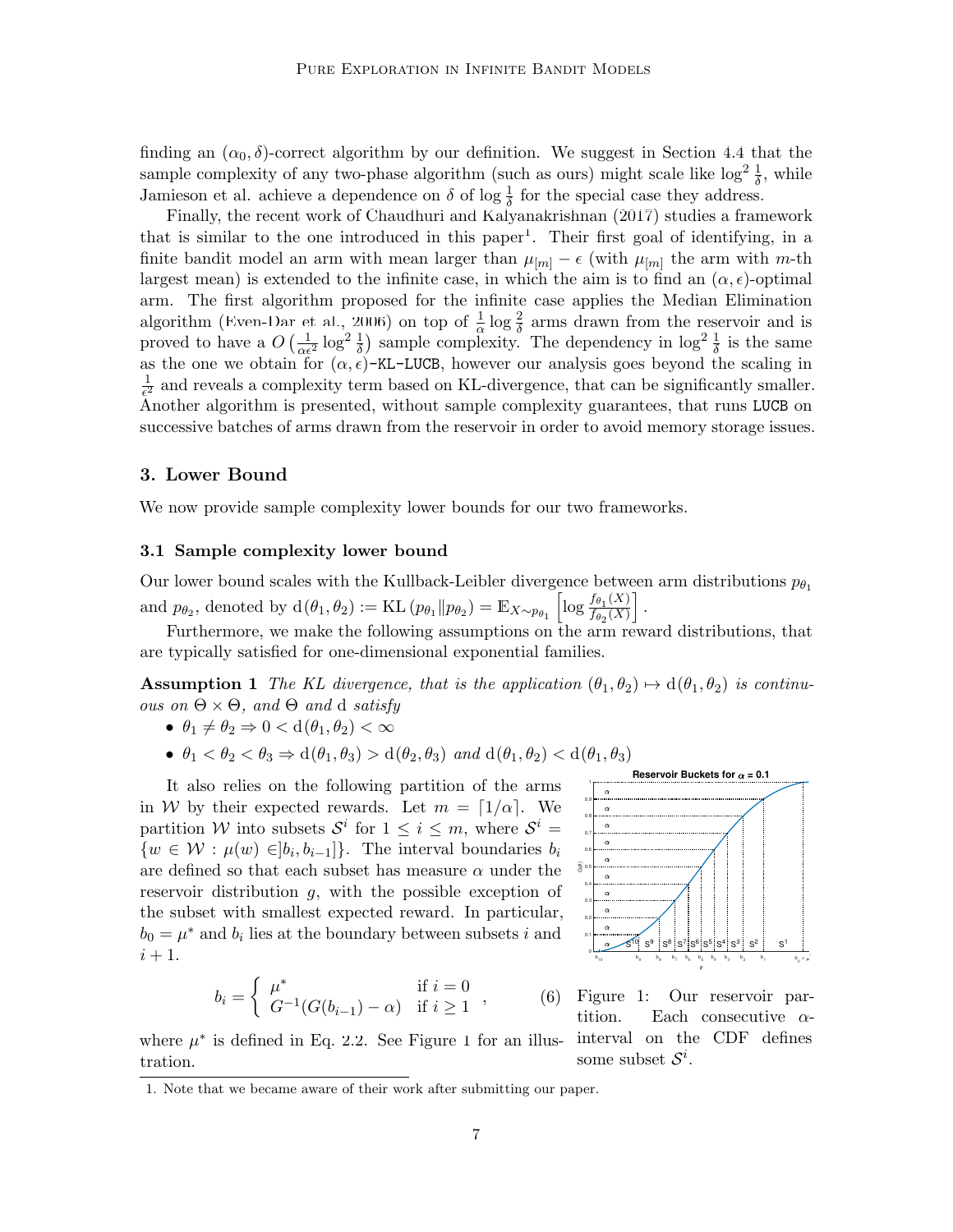finding an $(\alpha_0, \delta)$-correct algorithm by our definition. We suggest in Section 4.4 that the sample complexity of any two-phase algorithm (such as ours) might scale like $\log^2 \frac{1}{\delta}$, while Jamieson et al. achieve a dependence on $\delta$ of $\log \frac{1}{\delta}$ for the special case they address.

Finally, the recent work of Chaudhuri and Kalyanakrishnan (2017) studies a framework that is similar to the one introduced in this paper[1]. Their first goal of identifying, in a finite bandit model an arm with mean larger than $\mu_{[m]} - \epsilon$ (with $\mu_{[m]}$ the arm with $m$-th largest mean) is extended to the infinite case, in which the aim is to find an $(\alpha, \epsilon)$-optimal arm. The first algorithm proposed for the infinite case applies the Median Elimination algorithm (Even-Dar et al., 2006) on top of $\frac{1}{\alpha} \log \frac{2}{\delta}$ arms drawn from the reservoir and is proved to have a $O\left(\frac{1}{\alpha\epsilon^2} \log^2 \frac{1}{\delta}\right)$ sample complexity. The dependency in $\log^2 \frac{1}{\delta}$ is the same as the one we obtain for $(\alpha, \epsilon)$-`KL-LUCB`, however our analysis goes beyond the scaling in $\frac{1}{\epsilon^2}$ and reveals a complexity term based on KL-divergence, that can be significantly smaller. Another algorithm is presented, without sample complexity guarantees, that runs `LUCB` on successive batches of arms drawn from the reservoir in order to avoid memory storage issues.

## 3. Lower Bound

We now provide sample complexity lower bounds for our two frameworks.

### 3.1 Sample complexity lower bound

Our lower bound scales with the Kullback-Leibler divergence between arm distributions $p_{\theta_1}$ and $p_{\theta_2}$, denoted by $\mathrm{d}(\theta_1, \theta_2) := \mathrm{KL}\left(p_{\theta_1} \| p_{\theta_2}\right) = \mathbb{E}_{X \sim p_{\theta_1}}\left[\log \frac{f_{\theta_1}(X)}{f_{\theta_2}(X)}\right]$.

Furthermore, we make the following assumptions on the arm reward distributions, that are typically satisfied for one-dimensional exponential families.

**Assumption 1** *The KL divergence, that is the application $(\theta_1, \theta_2) \mapsto \mathrm{d}(\theta_1, \theta_2)$ is continuous on $\Theta \times \Theta$, and $\Theta$ and $\mathrm{d}$ satisfy*

- $\theta_1 \neq \theta_2 \Rightarrow 0 < \mathrm{d}(\theta_1, \theta_2) < \infty$
- $\theta_1 < \theta_2 < \theta_3 \Rightarrow \mathrm{d}(\theta_1, \theta_3) > \mathrm{d}(\theta_2, \theta_3)$ *and* $\mathrm{d}(\theta_1, \theta_2) < \mathrm{d}(\theta_1, \theta_3)$

It also relies on the following partition of the arms in $\mathcal{W}$ by their expected rewards. Let $m = \lceil 1/\alpha \rceil$. We partition $\mathcal{W}$ into subsets $\mathcal{S}^i$ for $1 \leq i \leq m$, where $\mathcal{S}^i = \{w \in \mathcal{W} : \mu(w) \in ]b_i, b_{i-1}]\}$. The interval boundaries $b_i$ are defined so that each subset has measure $\alpha$ under the reservoir distribution $g$, with the possible exception of the subset with smallest expected reward. In particular, $b_0 = \mu^*$ and $b_i$ lies at the boundary between subsets $i$ and $i+1$.

$$b_i = \begin{cases} \mu^* & \text{if } i = 0 \\ G^{-1}(G(b_{i-1}) - \alpha) & \text{if } i \geq 1 \end{cases}, \tag{6}$$

where $\mu^*$ is defined in Eq. 2.2. See Figure 1 for an illustration.

Figure 1: Our reservoir partition. Each consecutive $\alpha$-interval on the CDF defines some subset $\mathcal{S}^i$.

1. Note that we became aware of their work after submitting our paper.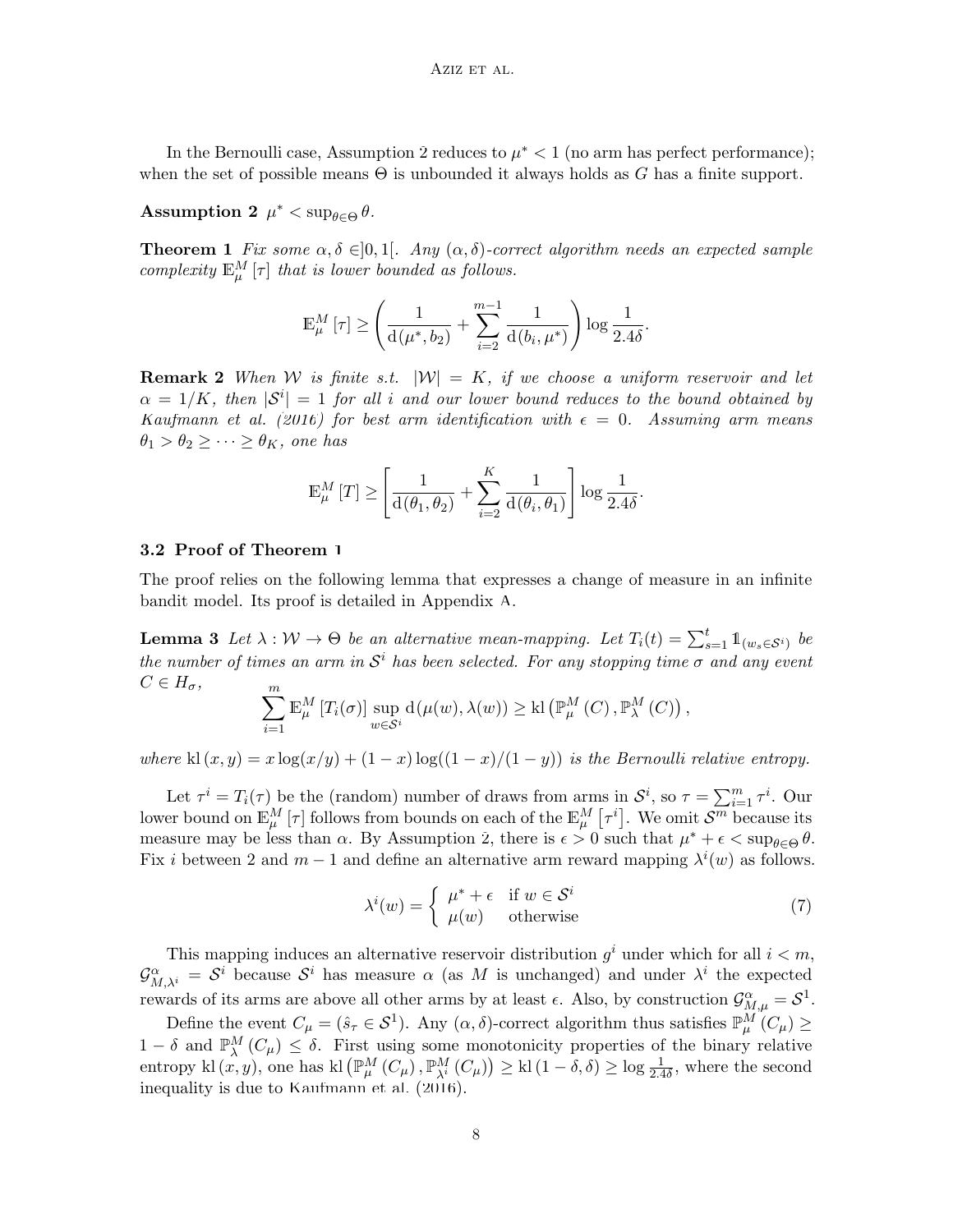In the Bernoulli case, Assumption 2 reduces to $\mu^* < 1$ (no arm has perfect performance); when the set of possible means $\Theta$ is unbounded it always holds as $G$ has a finite support.

**Assumption 2** *$\mu^* < \sup_{\theta \in \Theta} \theta$.*

**Theorem 1** *Fix some $\alpha, \delta \in ]0, 1[$. Any $(\alpha, \delta)$-correct algorithm needs an expected sample complexity $\mathbb{E}_\mu^M[\tau]$ that is lower bounded as follows.*

$$\mathbb{E}_\mu^M[\tau] \geq \left( \frac{1}{\mathrm{d}(\mu^*, b_2)} + \sum_{i=2}^{m-1} \frac{1}{\mathrm{d}(b_i, \mu^*)} \right) \log \frac{1}{2.4\delta}.$$

**Remark 2** *When $\mathcal{W}$ is finite s.t. $|\mathcal{W}| = K$, if we choose a uniform reservoir and let $\alpha = 1/K$, then $|\mathcal{S}^i| = 1$ for all $i$ and our lower bound reduces to the bound obtained by Kaufmann et al. (2016) for best arm identification with $\epsilon = 0$. Assuming arm means $\theta_1 > \theta_2 \geq \cdots \geq \theta_K$, one has*

$$\mathbb{E}_\mu^M[T] \geq \left[ \frac{1}{\mathrm{d}(\theta_1, \theta_2)} + \sum_{i=2}^{K} \frac{1}{\mathrm{d}(\theta_i, \theta_1)} \right] \log \frac{1}{2.4\delta}.$$

### 3.2 Proof of Theorem 1

The proof relies on the following lemma that expresses a change of measure in an infinite bandit model. Its proof is detailed in Appendix A.

**Lemma 3** *Let $\lambda : \mathcal{W} \to \Theta$ be an alternative mean-mapping. Let $T_i(t) = \sum_{s=1}^{t} \mathbb{1}_{(w_s \in \mathcal{S}^i)}$ be the number of times an arm in $\mathcal{S}^i$ has been selected. For any stopping time $\sigma$ and any event $C \in H_\sigma$,*

$$\sum_{i=1}^{m} \mathbb{E}_\mu^M[T_i(\sigma)] \sup_{w \in \mathcal{S}^i} \mathrm{d}(\mu(w), \lambda(w)) \geq \mathrm{kl}\left(\mathbb{P}_\mu^M(C), \mathbb{P}_\lambda^M(C)\right),$$

*where $\mathrm{kl}(x, y) = x \log(x/y) + (1-x)\log((1-x)/(1-y))$ is the Bernoulli relative entropy.*

Let $\tau^i = T_i(\tau)$ be the (random) number of draws from arms in $\mathcal{S}^i$, so $\tau = \sum_{i=1}^{m} \tau^i$. Our lower bound on $\mathbb{E}_\mu^M[\tau]$ follows from bounds on each of the $\mathbb{E}_\mu^M[\tau^i]$. We omit $\mathcal{S}^m$ because its measure may be less than $\alpha$. By Assumption 2, there is $\epsilon > 0$ such that $\mu^* + \epsilon < \sup_{\theta \in \Theta} \theta$. Fix $i$ between 2 and $m-1$ and define an alternative arm reward mapping $\lambda^i(w)$ as follows.

$$\lambda^i(w) = \begin{cases} \mu^* + \epsilon & \text{if } w \in \mathcal{S}^i \\ \mu(w) & \text{otherwise} \end{cases} \tag{7}$$

This mapping induces an alternative reservoir distribution $g^i$ under which for all $i < m$, $\mathcal{G}_{M,\lambda^i}^\alpha = \mathcal{S}^i$ because $\mathcal{S}^i$ has measure $\alpha$ (as $M$ is unchanged) and under $\lambda^i$ the expected rewards of its arms are above all other arms by at least $\epsilon$. Also, by construction $\mathcal{G}_{M,\mu}^\alpha = \mathcal{S}^1$.

Define the event $C_\mu = (\hat{s}_\tau \in \mathcal{S}^1)$. Any $(\alpha, \delta)$-correct algorithm thus satisfies $\mathbb{P}_\mu^M(C_\mu) \geq 1 - \delta$ and $\mathbb{P}_\lambda^M(C_\mu) \leq \delta$. First using some monotonicity properties of the binary relative entropy $\mathrm{kl}(x, y)$, one has $\mathrm{kl}\left(\mathbb{P}_\mu^M(C_\mu), \mathbb{P}_{\lambda^i}^M(C_\mu)\right) \geq \mathrm{kl}(1 - \delta, \delta) \geq \log \frac{1}{2.4\delta}$, where the second inequality is due to Kaufmann et al. (2016).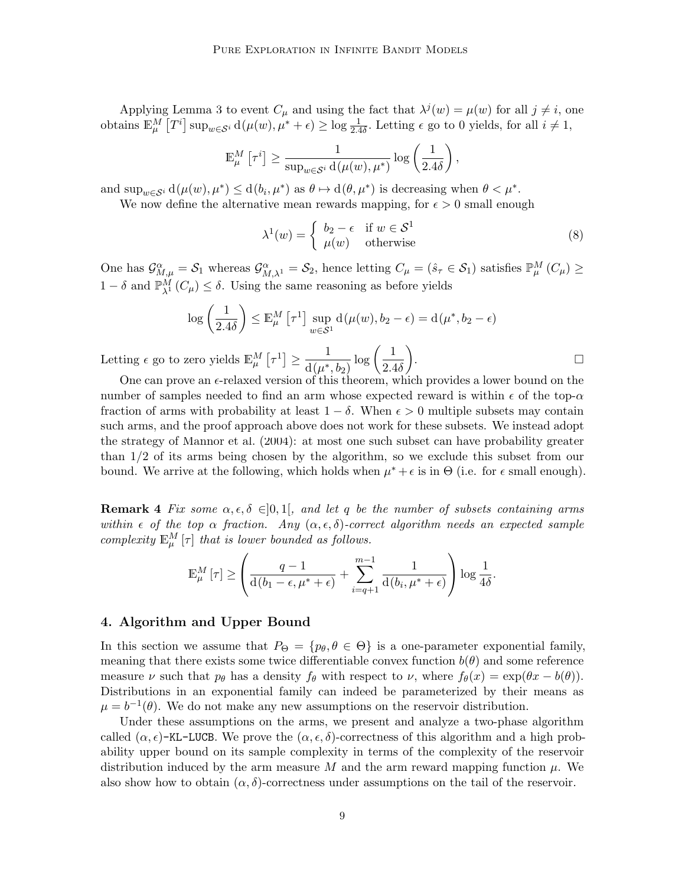Applying Lemma 3 to event $C_\mu$ and using the fact that $\lambda^j(w) = \mu(w)$ for all $j \neq i$, one obtains $\mathbb{E}_\mu^M \left[T^i\right] \sup_{w \in \mathcal{S}^i} \mathrm{d}(\mu(w), \mu^* + \epsilon) \geq \log \frac{1}{2.4\delta}$. Letting $\epsilon$ go to 0 yields, for all $i \neq 1$,

$$\mathbb{E}_\mu^M \left[\tau^i\right] \geq \frac{1}{\sup_{w \in \mathcal{S}^i} \mathrm{d}(\mu(w), \mu^*)} \log\left(\frac{1}{2.4\delta}\right),$$

and $\sup_{w \in \mathcal{S}^i} \mathrm{d}(\mu(w), \mu^*) \leq \mathrm{d}(b_i, \mu^*)$ as $\theta \mapsto \mathrm{d}(\theta, \mu^*)$ is decreasing when $\theta < \mu^*$.

We now define the alternative mean rewards mapping, for $\epsilon > 0$ small enough

$$\lambda^1(w) = \begin{cases} b_2 - \epsilon & \text{if } w \in \mathcal{S}^1 \\ \mu(w) & \text{otherwise} \end{cases} \tag{8}$$

One has $\mathcal{G}_{M,\mu}^\alpha = \mathcal{S}_1$ whereas $\mathcal{G}_{M,\lambda^1}^\alpha = \mathcal{S}_2$, hence letting $C_\mu = (\hat{s}_\tau \in \mathcal{S}_1)$ satisfies $\mathbb{P}_\mu^M\left(C_\mu\right) \geq 1 - \delta$ and $\mathbb{P}_{\lambda^1}^M\left(C_\mu\right) \leq \delta$. Using the same reasoning as before yields

$$\log\left(\frac{1}{2.4\delta}\right) \leq \mathbb{E}_\mu^M \left[\tau^1\right] \sup_{w \in \mathcal{S}^1} \mathrm{d}(\mu(w), b_2 - \epsilon) = \mathrm{d}(\mu^*, b_2 - \epsilon)$$

Letting $\epsilon$ go to zero yields $\mathbb{E}_\mu^M \left[\tau^1\right] \geq \dfrac{1}{\mathrm{d}(\mu^*, b_2)} \log\left(\dfrac{1}{2.4\delta}\right)$. □

One can prove an $\epsilon$-relaxed version of this theorem, which provides a lower bound on the number of samples needed to find an arm whose expected reward is within $\epsilon$ of the top-$\alpha$ fraction of arms with probability at least $1 - \delta$. When $\epsilon > 0$ multiple subsets may contain such arms, and the proof approach above does not work for these subsets. We instead adopt the strategy of Mannor et al. (2004): at most one such subset can have probability greater than 1/2 of its arms being chosen by the algorithm, so we exclude this subset from our bound. We arrive at the following, which holds when $\mu^* + \epsilon$ is in $\Theta$ (i.e. for $\epsilon$ small enough).

**Remark 4** *Fix some $\alpha, \epsilon, \delta \in ]0,1[$, and let $q$ be the number of subsets containing arms within $\epsilon$ of the top $\alpha$ fraction. Any $(\alpha, \epsilon, \delta)$-correct algorithm needs an expected sample complexity $\mathbb{E}_\mu^M[\tau]$ that is lower bounded as follows.*

$$\mathbb{E}_\mu^M[\tau] \geq \left(\frac{q-1}{\mathrm{d}(b_1 - \epsilon, \mu^* + \epsilon)} + \sum_{i=q+1}^{m-1} \frac{1}{\mathrm{d}(b_i, \mu^* + \epsilon)}\right) \log \frac{1}{4\delta}.$$

## 4. Algorithm and Upper Bound

In this section we assume that $P_\Theta = \{p_\theta, \theta \in \Theta\}$ is a one-parameter exponential family, meaning that there exists some twice differentiable convex function $b(\theta)$ and some reference measure $\nu$ such that $p_\theta$ has a density $f_\theta$ with respect to $\nu$, where $f_\theta(x) = \exp(\theta x - b(\theta))$. Distributions in an exponential family can indeed be parameterized by their means as $\mu = b^{-1}(\theta)$. We do not make any new assumptions on the reservoir distribution.

Under these assumptions on the arms, we present and analyze a two-phase algorithm called $(\alpha, \epsilon)$-`KL-LUCB`. We prove the $(\alpha, \epsilon, \delta)$-correctness of this algorithm and a high probability upper bound on its sample complexity in terms of the complexity of the reservoir distribution induced by the arm measure $M$ and the arm reward mapping function $\mu$. We also show how to obtain $(\alpha, \delta)$-correctness under assumptions on the tail of the reservoir.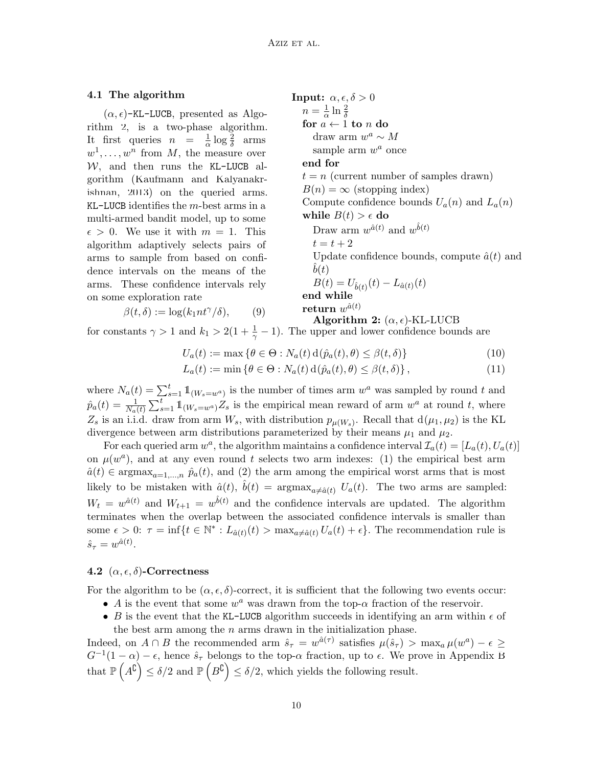### 4.1 The algorithm

$(\alpha, \epsilon)$-KL-LUCB, presented as Algorithm 2, is a two-phase algorithm. It first queries $n = \frac{1}{\alpha} \log \frac{2}{\delta}$ arms $w^1, \ldots, w^n$ from $M$, the measure over $\mathcal{W}$, and then runs the KL-LUCB algorithm (Kaufmann and Kalyanakrishnan, 2013) on the queried arms. KL-LUCB identifies the $m$-best arms in a multi-armed bandit model, up to some $\epsilon > 0$. We use it with $m = 1$. This algorithm adaptively selects pairs of arms to sample from based on confidence intervals on the means of the arms. These confidence intervals rely on some exploration rate

$$\beta(t, \delta) := \log(k_1 n t^\gamma / \delta), \tag{9}$$

```
Input: α, ϵ, δ > 0
  n = (1/α) ln (2/δ)
  for a ← 1 to n do
    draw arm w^a ∼ M
    sample arm w^a once
  end for
  t = n (current number of samples drawn)
  B(n) = ∞ (stopping index)
  Compute confidence bounds U_a(n) and L_a(n)
  while B(t) > ϵ do
    Draw arm w^{â(t)} and w^{b̂(t)}
    t = t + 2
    Update confidence bounds, compute â(t) and b̂(t)
    B(t) = U_{b̂(t)}(t) − L_{â(t)}(t)
  end while
  return w^{â(t)}
```

**Algorithm 2:** $(\alpha, \epsilon)$-KL-LUCB

for constants $\gamma > 1$ and $k_1 > 2(1 + \frac{1}{\gamma} - 1)$. The upper and lower confidence bounds are

$$U_a(t) := \max \{\theta \in \Theta : N_a(t)\, \mathrm{d}(\hat{p}_a(t), \theta) \leq \beta(t, \delta)\} \tag{10}$$

$$L_a(t) := \min \{\theta \in \Theta : N_a(t)\, \mathrm{d}(\hat{p}_a(t), \theta) \leq \beta(t, \delta)\}, \tag{11}$$

where $N_a(t) = \sum_{s=1}^t \mathbb{1}_{(W_s = w^a)}$ is the number of times arm $w^a$ was sampled by round $t$ and $\hat{p}_a(t) = \frac{1}{N_a(t)} \sum_{s=1}^t \mathbb{1}_{(W_s = w^a)} Z_s$ is the empirical mean reward of arm $w^a$ at round $t$, where $Z_s$ is an i.i.d. draw from arm $W_s$, with distribution $p_{\mu(W_s)}$. Recall that $\mathrm{d}(\mu_1, \mu_2)$ is the KL divergence between arm distributions parameterized by their means $\mu_1$ and $\mu_2$.

For each queried arm $w^a$, the algorithm maintains a confidence interval $\mathcal{I}_a(t) = [L_a(t), U_a(t)]$ on $\mu(w^a)$, and at any even round $t$ selects two arm indexes: (1) the empirical best arm $\hat{a}(t) \in \operatorname{argmax}_{a=1,\ldots,n} \hat{p}_a(t)$, and (2) the arm among the empirical worst arms that is most likely to be mistaken with $\hat{a}(t)$, $\hat{b}(t) = \operatorname{argmax}_{a \neq \hat{a}(t)} U_a(t)$. The two arms are sampled: $W_t = w^{\hat{a}(t)}$ and $W_{t+1} = w^{\hat{b}(t)}$ and the confidence intervals are updated. The algorithm terminates when the overlap between the associated confidence intervals is smaller than some $\epsilon > 0$: $\tau = \inf\{t \in \mathbb{N}^* : L_{\hat{a}(t)}(t) > \max_{a \neq \hat{a}(t)} U_a(t) + \epsilon\}$. The recommendation rule is $\hat{s}_\tau = w^{\hat{a}(t)}$.

### 4.2 $(\alpha, \epsilon, \delta)$-Correctness

For the algorithm to be $(\alpha, \epsilon, \delta)$-correct, it is sufficient that the following two events occur:

- $A$ is the event that some $w^a$ was drawn from the top-$\alpha$ fraction of the reservoir.
- $B$ is the event that the KL-LUCB algorithm succeeds in identifying an arm within $\epsilon$ of the best arm among the $n$ arms drawn in the initialization phase.

Indeed, on $A \cap B$ the recommended arm $\hat{s}_\tau = w^{\hat{a}(\tau)}$ satisfies $\mu(\hat{s}_\tau) > \max_a \mu(w^a) - \epsilon \geq G^{-1}(1 - \alpha) - \epsilon$, hence $\hat{s}_\tau$ belongs to the top-$\alpha$ fraction, up to $\epsilon$. We prove in Appendix B that $\mathbb{P}\left(A^\complement\right) \leq \delta/2$ and $\mathbb{P}\left(B^\complement\right) \leq \delta/2$, which yields the following result.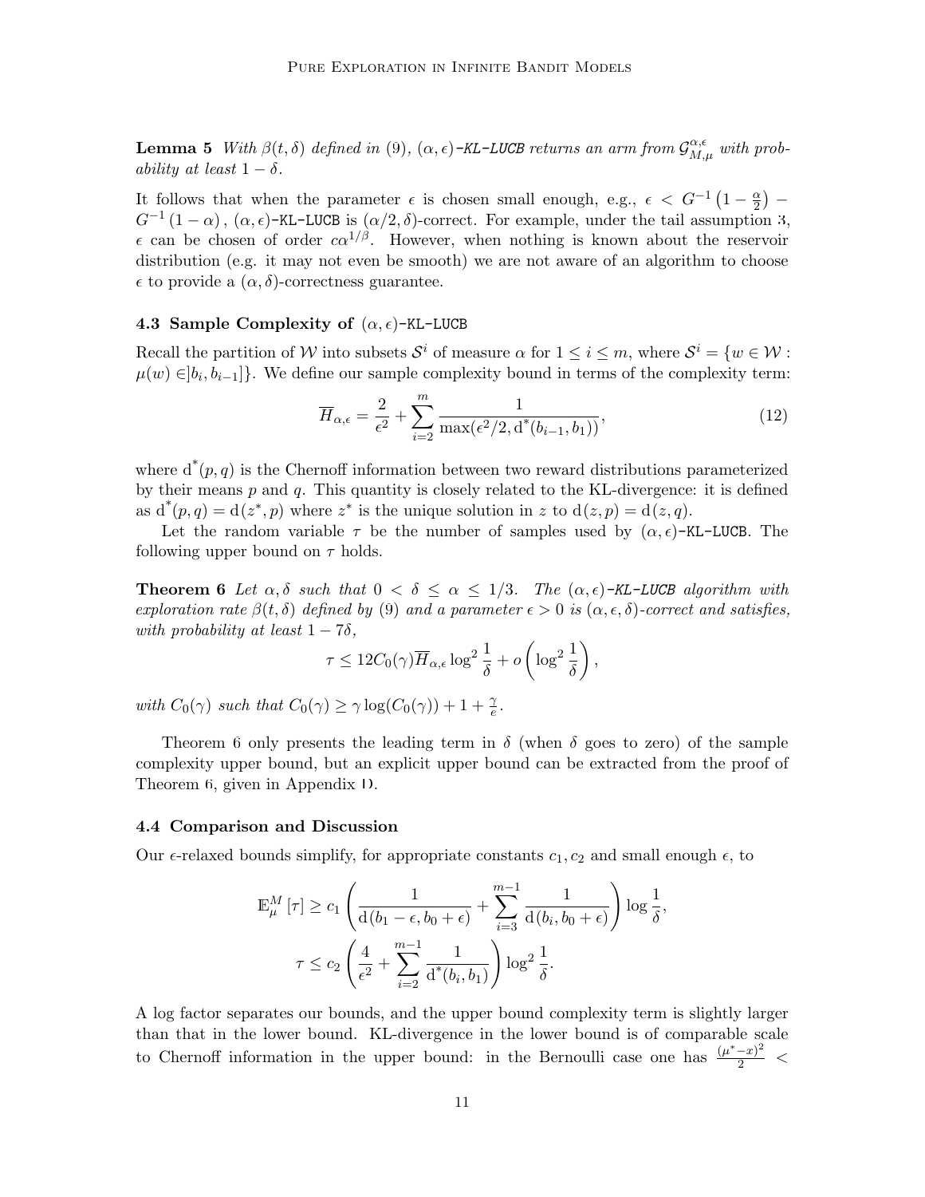**Lemma 5** *With $\beta(t, \delta)$ defined in (9), $(\alpha, \epsilon)$-KL-LUCB returns an arm from $\mathcal{G}^{\alpha,\epsilon}_{M,\mu}$ with probability at least $1 - \delta$.*

It follows that when the parameter $\epsilon$ is chosen small enough, e.g., $\epsilon < G^{-1}\left(1 - \frac{\alpha}{2}\right) - G^{-1}(1 - \alpha)$, $(\alpha, \epsilon)$-KL-LUCB is $(\alpha/2, \delta)$-correct. For example, under the tail assumption 3, $\epsilon$ can be chosen of order $c\alpha^{1/\beta}$. However, when nothing is known about the reservoir distribution (e.g. it may not even be smooth) we are not aware of an algorithm to choose $\epsilon$ to provide a $(\alpha, \delta)$-correctness guarantee.

### 4.3 Sample Complexity of $(\alpha, \epsilon)$-KL-LUCB

Recall the partition of $\mathcal{W}$ into subsets $\mathcal{S}^i$ of measure $\alpha$ for $1 \leq i \leq m$, where $\mathcal{S}^i = \{w \in \mathcal{W} : \mu(w) \in ]b_i, b_{i-1}]\}$. We define our sample complexity bound in terms of the complexity term:

$$\overline{H}_{\alpha,\epsilon} = \frac{2}{\epsilon^2} + \sum_{i=2}^{m} \frac{1}{\max(\epsilon^2/2, \mathrm{d}^*(b_{i-1}, b_1))}, \tag{12}$$

where $\mathrm{d}^*(p, q)$ is the Chernoff information between two reward distributions parameterized by their means $p$ and $q$. This quantity is closely related to the KL-divergence: it is defined as $\mathrm{d}^*(p, q) = \mathrm{d}(z^*, p)$ where $z^*$ is the unique solution in $z$ to $\mathrm{d}(z, p) = \mathrm{d}(z, q)$.

Let the random variable $\tau$ be the number of samples used by $(\alpha, \epsilon)$-KL-LUCB. The following upper bound on $\tau$ holds.

**Theorem 6** *Let $\alpha, \delta$ such that $0 < \delta \leq \alpha \leq 1/3$. The $(\alpha, \epsilon)$-KL-LUCB algorithm with exploration rate $\beta(t, \delta)$ defined by (9) and a parameter $\epsilon > 0$ is $(\alpha, \epsilon, \delta)$-correct and satisfies, with probability at least $1 - 7\delta$,*

$$\tau \leq 12 C_0(\gamma) \overline{H}_{\alpha,\epsilon} \log^2 \frac{1}{\delta} + o\left(\log^2 \frac{1}{\delta}\right),$$

*with $C_0(\gamma)$ such that $C_0(\gamma) \geq \gamma \log(C_0(\gamma)) + 1 + \frac{\gamma}{e}$.*

Theorem 6 only presents the leading term in $\delta$ (when $\delta$ goes to zero) of the sample complexity upper bound, but an explicit upper bound can be extracted from the proof of Theorem 6, given in Appendix D.

### 4.4 Comparison and Discussion

Our $\epsilon$-relaxed bounds simplify, for appropriate constants $c_1, c_2$ and small enough $\epsilon$, to

$$\mathbb{E}^M_\mu[\tau] \geq c_1 \left( \frac{1}{\mathrm{d}(b_1 - \epsilon, b_0 + \epsilon)} + \sum_{i=3}^{m-1} \frac{1}{\mathrm{d}(b_i, b_0 + \epsilon)} \right) \log \frac{1}{\delta},$$

$$\tau \leq c_2 \left( \frac{4}{\epsilon^2} + \sum_{i=2}^{m-1} \frac{1}{\mathrm{d}^*(b_i, b_1)} \right) \log^2 \frac{1}{\delta}.$$

A log factor separates our bounds, and the upper bound complexity term is slightly larger than that in the lower bound. KL-divergence in the lower bound is of comparable scale to Chernoff information in the upper bound: in the Bernoulli case one has $\frac{(\mu^* - x)^2}{2} <$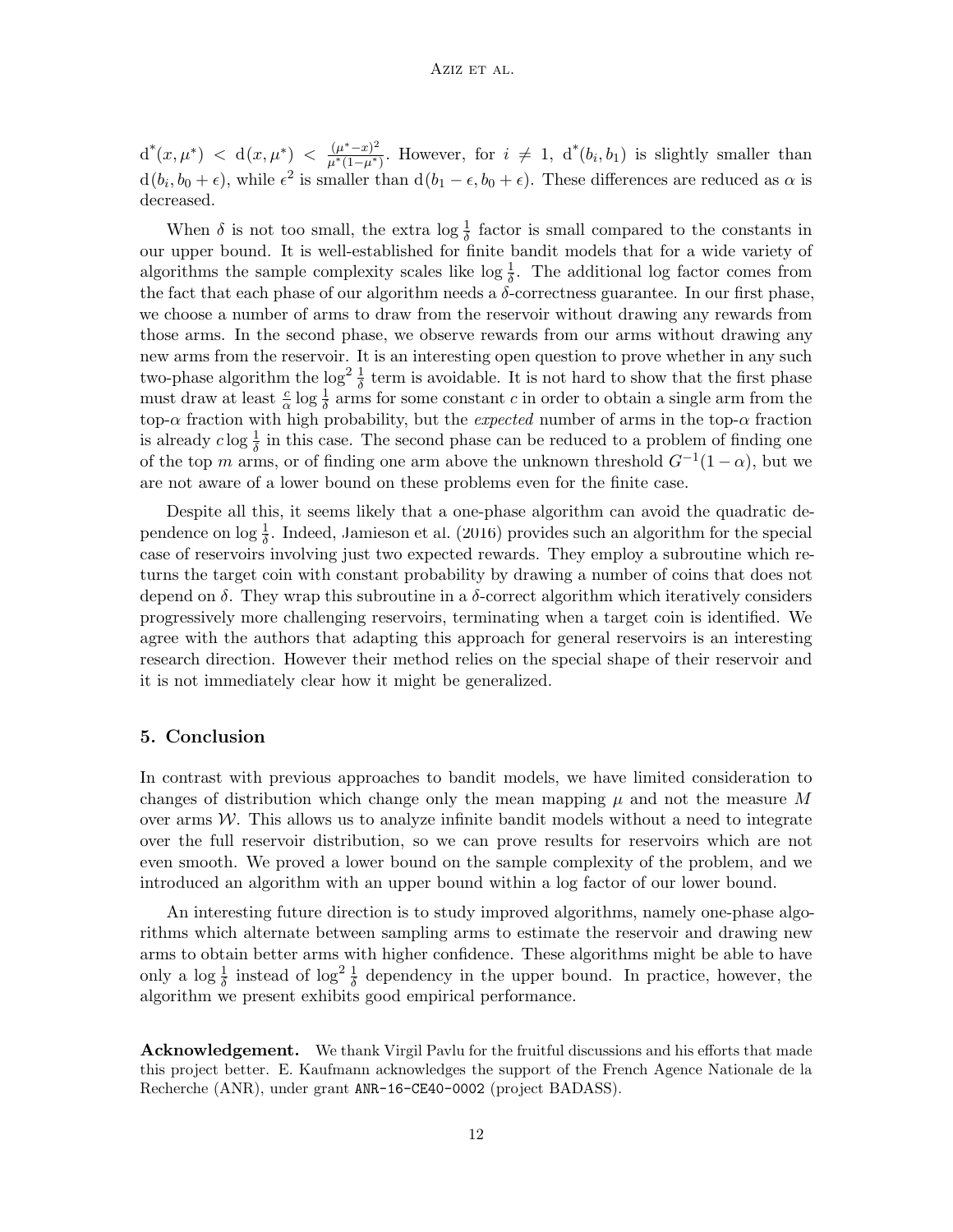$\mathrm{d}^*(x, \mu^*) < \mathrm{d}(x, \mu^*) < \frac{(\mu^* - x)^2}{\mu^*(1-\mu^*)}$. However, for $i \neq 1$, $\mathrm{d}^*(b_i, b_1)$ is slightly smaller than $\mathrm{d}(b_i, b_0 + \epsilon)$, while $\epsilon^2$ is smaller than $\mathrm{d}(b_1 - \epsilon, b_0 + \epsilon)$. These differences are reduced as $\alpha$ is decreased.

When $\delta$ is not too small, the extra $\log \frac{1}{\delta}$ factor is small compared to the constants in our upper bound. It is well-established for finite bandit models that for a wide variety of algorithms the sample complexity scales like $\log \frac{1}{\delta}$. The additional log factor comes from the fact that each phase of our algorithm needs a $\delta$-correctness guarantee. In our first phase, we choose a number of arms to draw from the reservoir without drawing any rewards from those arms. In the second phase, we observe rewards from our arms without drawing any new arms from the reservoir. It is an interesting open question to prove whether in any such two-phase algorithm the $\log^2 \frac{1}{\delta}$ term is avoidable. It is not hard to show that the first phase must draw at least $\frac{c}{\alpha} \log \frac{1}{\delta}$ arms for some constant $c$ in order to obtain a single arm from the top-$\alpha$ fraction with high probability, but the *expected* number of arms in the top-$\alpha$ fraction is already $c \log \frac{1}{\delta}$ in this case. The second phase can be reduced to a problem of finding one of the top $m$ arms, or of finding one arm above the unknown threshold $G^{-1}(1-\alpha)$, but we are not aware of a lower bound on these problems even for the finite case.

Despite all this, it seems likely that a one-phase algorithm can avoid the quadratic dependence on $\log \frac{1}{\delta}$. Indeed, Jamieson et al. (2016) provides such an algorithm for the special case of reservoirs involving just two expected rewards. They employ a subroutine which returns the target coin with constant probability by drawing a number of coins that does not depend on $\delta$. They wrap this subroutine in a $\delta$-correct algorithm which iteratively considers progressively more challenging reservoirs, terminating when a target coin is identified. We agree with the authors that adapting this approach for general reservoirs is an interesting research direction. However their method relies on the special shape of their reservoir and it is not immediately clear how it might be generalized.

## 5. Conclusion

In contrast with previous approaches to bandit models, we have limited consideration to changes of distribution which change only the mean mapping $\mu$ and not the measure $M$ over arms $\mathcal{W}$. This allows us to analyze infinite bandit models without a need to integrate over the full reservoir distribution, so we can prove results for reservoirs which are not even smooth. We proved a lower bound on the sample complexity of the problem, and we introduced an algorithm with an upper bound within a log factor of our lower bound.

An interesting future direction is to study improved algorithms, namely one-phase algorithms which alternate between sampling arms to estimate the reservoir and drawing new arms to obtain better arms with higher confidence. These algorithms might be able to have only a $\log \frac{1}{\delta}$ instead of $\log^2 \frac{1}{\delta}$ dependency in the upper bound. In practice, however, the algorithm we present exhibits good empirical performance.

**Acknowledgement.** We thank Virgil Pavlu for the fruitful discussions and his efforts that made this project better. E. Kaufmann acknowledges the support of the French Agence Nationale de la Recherche (ANR), under grant ANR-16-CE40-0002 (project BADASS).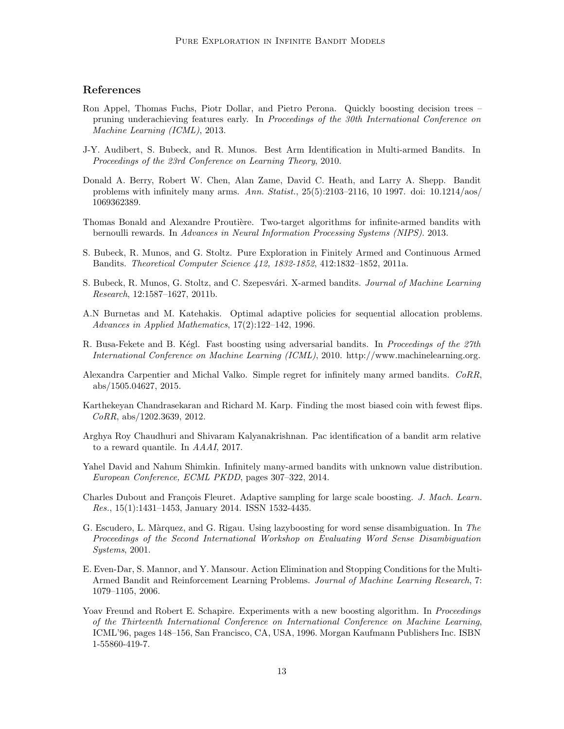## References

Ron Appel, Thomas Fuchs, Piotr Dollar, and Pietro Perona. Quickly boosting decision trees – pruning underachieving features early. In *Proceedings of the 30th International Conference on Machine Learning (ICML)*, 2013.

J-Y. Audibert, S. Bubeck, and R. Munos. Best Arm Identification in Multi-armed Bandits. In *Proceedings of the 23rd Conference on Learning Theory*, 2010.

Donald A. Berry, Robert W. Chen, Alan Zame, David C. Heath, and Larry A. Shepp. Bandit problems with infinitely many arms. *Ann. Statist.*, 25(5):2103–2116, 10 1997. doi: 10.1214/aos/1069362389.

Thomas Bonald and Alexandre Proutière. Two-target algorithms for infinite-armed bandits with bernoulli rewards. In *Advances in Neural Information Processing Systems (NIPS)*. 2013.

S. Bubeck, R. Munos, and G. Stoltz. Pure Exploration in Finitely Armed and Continuous Armed Bandits. *Theoretical Computer Science 412, 1832-1852*, 412:1832–1852, 2011a.

S. Bubeck, R. Munos, G. Stoltz, and C. Szepesvári. X-armed bandits. *Journal of Machine Learning Research*, 12:1587–1627, 2011b.

A.N Burnetas and M. Katehakis. Optimal adaptive policies for sequential allocation problems. *Advances in Applied Mathematics*, 17(2):122–142, 1996.

R. Busa-Fekete and B. Kégl. Fast boosting using adversarial bandits. In *Proceedings of the 27th International Conference on Machine Learning (ICML)*, 2010. http://www.machinelearning.org.

Alexandra Carpentier and Michal Valko. Simple regret for infinitely many armed bandits. *CoRR*, abs/1505.04627, 2015.

Karthekeyan Chandrasekaran and Richard M. Karp. Finding the most biased coin with fewest flips. *CoRR*, abs/1202.3639, 2012.

Arghya Roy Chaudhuri and Shivaram Kalyanakrishnan. Pac identification of a bandit arm relative to a reward quantile. In *AAAI*, 2017.

Yahel David and Nahum Shimkin. Infinitely many-armed bandits with unknown value distribution. *European Conference, ECML PKDD*, pages 307–322, 2014.

Charles Dubout and François Fleuret. Adaptive sampling for large scale boosting. *J. Mach. Learn. Res.*, 15(1):1431–1453, January 2014. ISSN 1532-4435.

G. Escudero, L. Màrquez, and G. Rigau. Using lazyboosting for word sense disambiguation. In *The Proceedings of the Second International Workshop on Evaluating Word Sense Disambiguation Systems*, 2001.

E. Even-Dar, S. Mannor, and Y. Mansour. Action Elimination and Stopping Conditions for the Multi-Armed Bandit and Reinforcement Learning Problems. *Journal of Machine Learning Research*, 7: 1079–1105, 2006.

Yoav Freund and Robert E. Schapire. Experiments with a new boosting algorithm. In *Proceedings of the Thirteenth International Conference on International Conference on Machine Learning*, ICML'96, pages 148–156, San Francisco, CA, USA, 1996. Morgan Kaufmann Publishers Inc. ISBN 1-55860-419-7.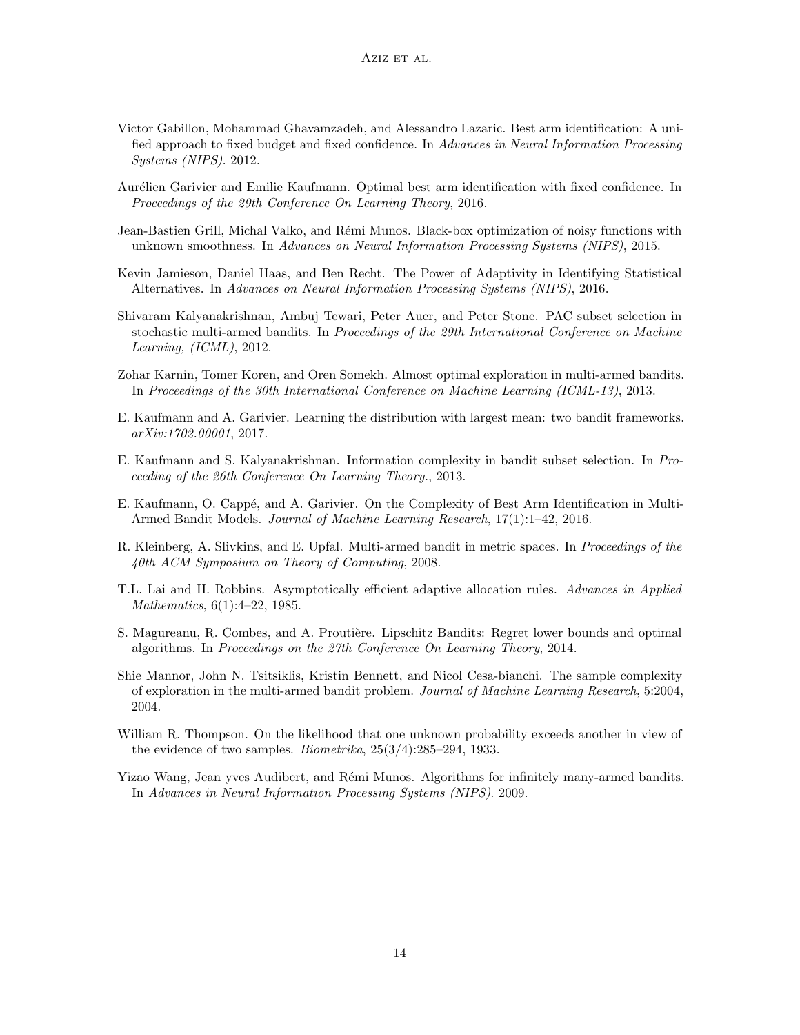Victor Gabillon, Mohammad Ghavamzadeh, and Alessandro Lazaric. Best arm identification: A unified approach to fixed budget and fixed confidence. In *Advances in Neural Information Processing Systems (NIPS)*. 2012.

Aurélien Garivier and Emilie Kaufmann. Optimal best arm identification with fixed confidence. In *Proceedings of the 29th Conference On Learning Theory*, 2016.

Jean-Bastien Grill, Michal Valko, and Rémi Munos. Black-box optimization of noisy functions with unknown smoothness. In *Advances on Neural Information Processing Systems (NIPS)*, 2015.

Kevin Jamieson, Daniel Haas, and Ben Recht. The Power of Adaptivity in Identifying Statistical Alternatives. In *Advances on Neural Information Processing Systems (NIPS)*, 2016.

Shivaram Kalyanakrishnan, Ambuj Tewari, Peter Auer, and Peter Stone. PAC subset selection in stochastic multi-armed bandits. In *Proceedings of the 29th International Conference on Machine Learning, (ICML)*, 2012.

Zohar Karnin, Tomer Koren, and Oren Somekh. Almost optimal exploration in multi-armed bandits. In *Proceedings of the 30th International Conference on Machine Learning (ICML-13)*, 2013.

E. Kaufmann and A. Garivier. Learning the distribution with largest mean: two bandit frameworks. *arXiv:1702.00001*, 2017.

E. Kaufmann and S. Kalyanakrishnan. Information complexity in bandit subset selection. In *Proceeding of the 26th Conference On Learning Theory.*, 2013.

E. Kaufmann, O. Cappé, and A. Garivier. On the Complexity of Best Arm Identification in Multi-Armed Bandit Models. *Journal of Machine Learning Research*, 17(1):1–42, 2016.

R. Kleinberg, A. Slivkins, and E. Upfal. Multi-armed bandit in metric spaces. In *Proceedings of the 40th ACM Symposium on Theory of Computing*, 2008.

T.L. Lai and H. Robbins. Asymptotically efficient adaptive allocation rules. *Advances in Applied Mathematics*, 6(1):4–22, 1985.

S. Magureanu, R. Combes, and A. Proutière. Lipschitz Bandits: Regret lower bounds and optimal algorithms. In *Proceedings on the 27th Conference On Learning Theory*, 2014.

Shie Mannor, John N. Tsitsiklis, Kristin Bennett, and Nicol Cesa-bianchi. The sample complexity of exploration in the multi-armed bandit problem. *Journal of Machine Learning Research*, 5:2004, 2004.

William R. Thompson. On the likelihood that one unknown probability exceeds another in view of the evidence of two samples. *Biometrika*, 25(3/4):285–294, 1933.

Yizao Wang, Jean yves Audibert, and Rémi Munos. Algorithms for infinitely many-armed bandits. In *Advances in Neural Information Processing Systems (NIPS)*. 2009.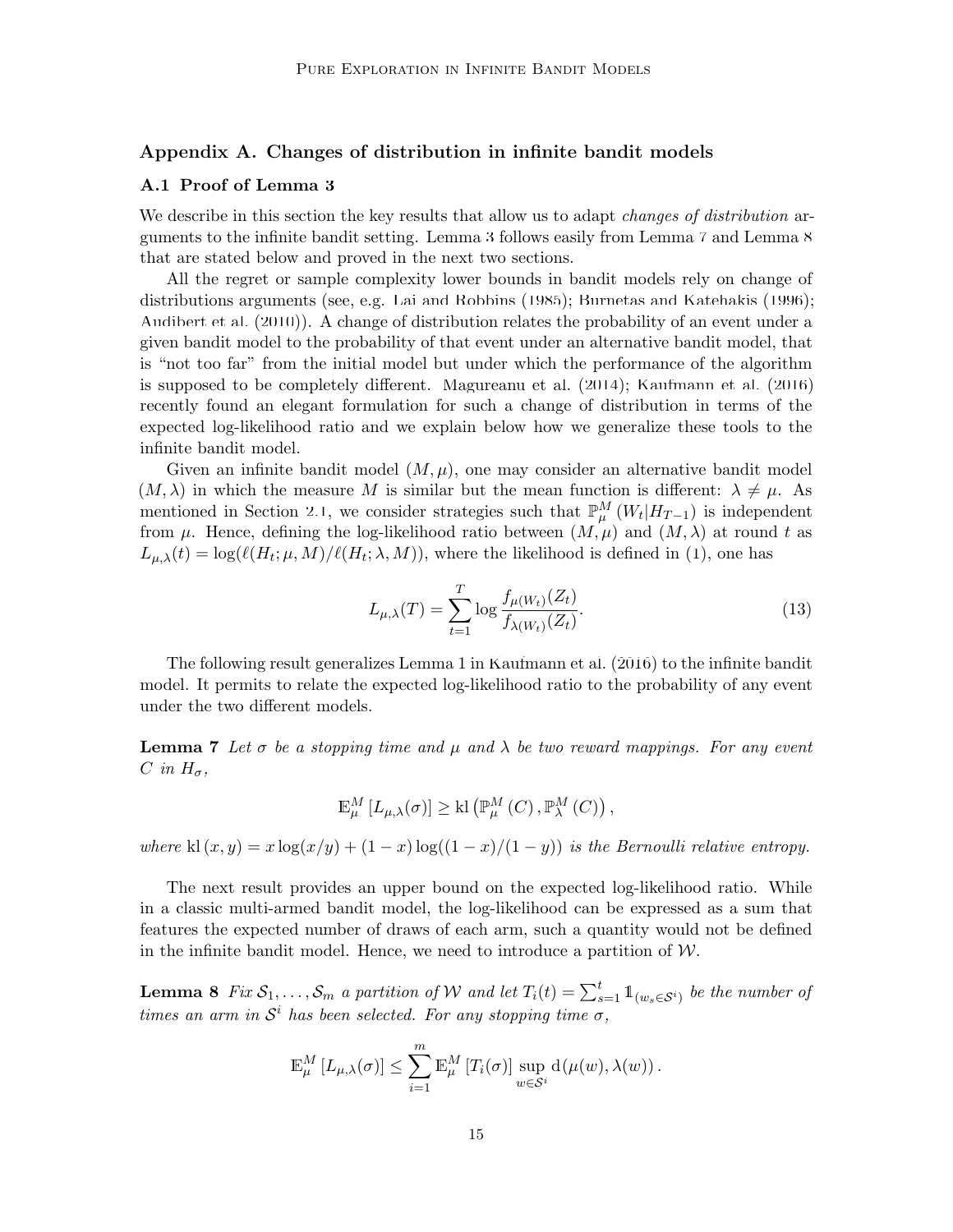## Appendix A. Changes of distribution in infinite bandit models

### A.1 Proof of Lemma 3

We describe in this section the key results that allow us to adapt *changes of distribution* arguments to the infinite bandit setting. Lemma 3 follows easily from Lemma 7 and Lemma 8 that are stated below and proved in the next two sections.

All the regret or sample complexity lower bounds in bandit models rely on change of distributions arguments (see, e.g. Lai and Robbins (1985); Burnetas and Katehakis (1996); Audibert et al. (2010)). A change of distribution relates the probability of an event under a given bandit model to the probability of that event under an alternative bandit model, that is "not too far" from the initial model but under which the performance of the algorithm is supposed to be completely different. Magureanu et al. (2014); Kaufmann et al. (2016) recently found an elegant formulation for such a change of distribution in terms of the expected log-likelihood ratio and we explain below how we generalize these tools to the infinite bandit model.

Given an infinite bandit model $(M, \mu)$, one may consider an alternative bandit model $(M, \lambda)$ in which the measure $M$ is similar but the mean function is different: $\lambda \neq \mu$. As mentioned in Section 2.1, we consider strategies such that $\mathbb{P}_{\mu}^{M}(W_t | H_{T-1})$ is independent from $\mu$. Hence, defining the log-likelihood ratio between $(M, \mu)$ and $(M, \lambda)$ at round $t$ as $L_{\mu,\lambda}(t) = \log(\ell(H_t; \mu, M)/\ell(H_t; \lambda, M))$, where the likelihood is defined in (1), one has

$$L_{\mu,\lambda}(T) = \sum_{t=1}^{T} \log \frac{f_{\mu(W_t)}(Z_t)}{f_{\lambda(W_t)}(Z_t)}. \tag{13}$$

The following result generalizes Lemma 1 in Kaufmann et al. (2016) to the infinite bandit model. It permits to relate the expected log-likelihood ratio to the probability of any event under the two different models.

**Lemma 7** *Let $\sigma$ be a stopping time and $\mu$ and $\lambda$ be two reward mappings. For any event $C$ in $H_\sigma$,*

$$\mathbb{E}_{\mu}^{M}\left[L_{\mu,\lambda}(\sigma)\right] \geq \mathrm{kl}\left(\mathbb{P}_{\mu}^{M}(C), \mathbb{P}_{\lambda}^{M}(C)\right),$$

*where $\mathrm{kl}(x, y) = x\log(x/y) + (1-x)\log((1-x)/(1-y))$ is the Bernoulli relative entropy.*

The next result provides an upper bound on the expected log-likelihood ratio. While in a classic multi-armed bandit model, the log-likelihood can be expressed as a sum that features the expected number of draws of each arm, such a quantity would not be defined in the infinite bandit model. Hence, we need to introduce a partition of $\mathcal{W}$.

**Lemma 8** *Fix $\mathcal{S}_1, \ldots, \mathcal{S}_m$ a partition of $\mathcal{W}$ and let $T_i(t) = \sum_{s=1}^{t} \mathbb{1}_{(w_s \in \mathcal{S}^i)}$ be the number of times an arm in $\mathcal{S}^i$ has been selected. For any stopping time $\sigma$,*

$$\mathbb{E}_{\mu}^{M}\left[L_{\mu,\lambda}(\sigma)\right] \leq \sum_{i=1}^{m} \mathbb{E}_{\mu}^{M}\left[T_i(\sigma)\right] \sup_{w \in \mathcal{S}^i} \mathrm{d}(\mu(w), \lambda(w)).$$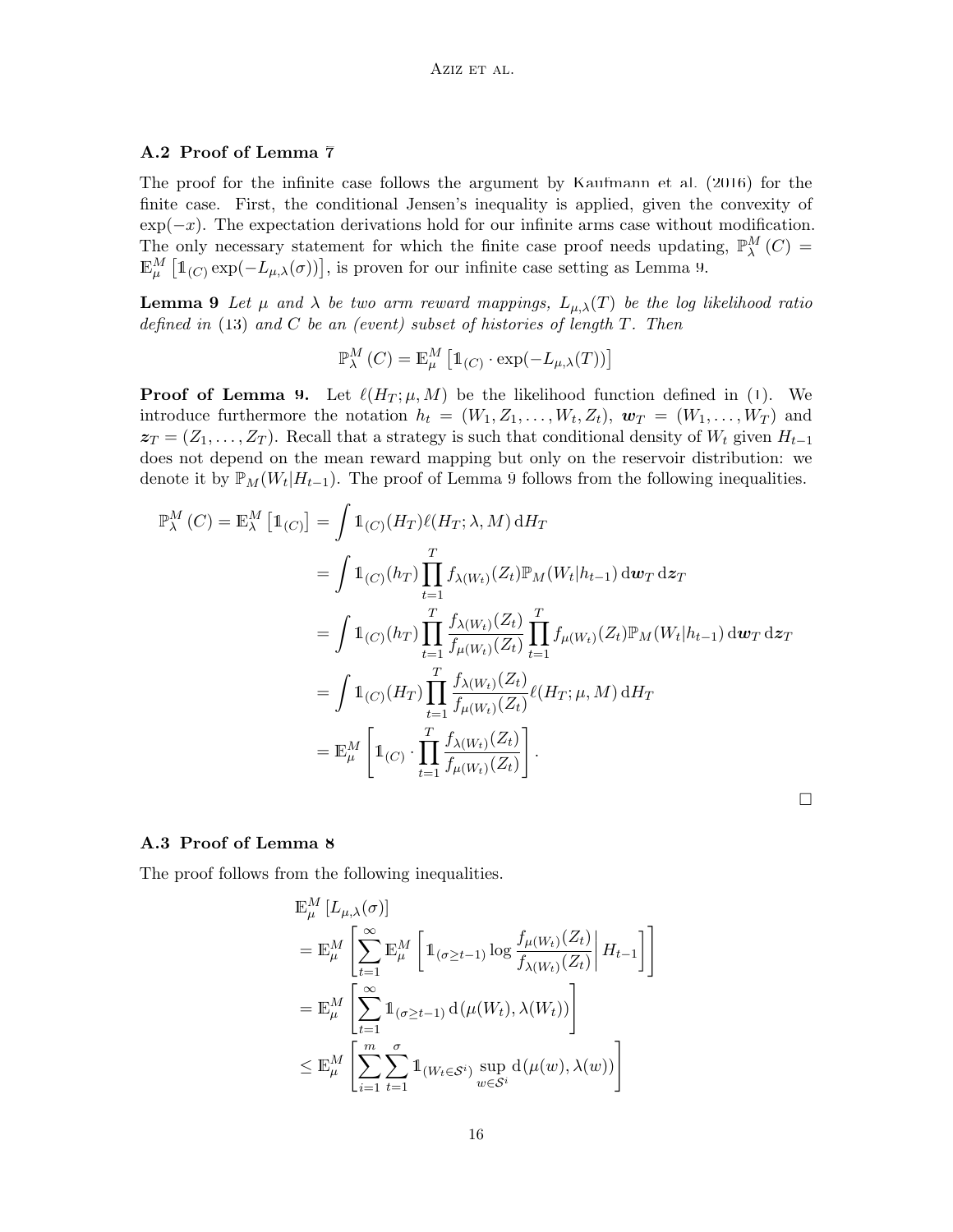### A.2 Proof of Lemma 7

The proof for the infinite case follows the argument by Kaufmann et al. (2016) for the finite case. First, the conditional Jensen's inequality is applied, given the convexity of $\exp(-x)$. The expectation derivations hold for our infinite arms case without modification. The only necessary statement for which the finite case proof needs updating, $\mathbb{P}_{\lambda}^{M}(C) = \mathbb{E}_{\mu}^{M}\left[\mathbb{1}_{(C)}\exp(-L_{\mu,\lambda}(\sigma))\right]$, is proven for our infinite case setting as Lemma 9.

**Lemma 9** *Let $\mu$ and $\lambda$ be two arm reward mappings, $L_{\mu,\lambda}(T)$ be the log likelihood ratio defined in* (13) *and $C$ be an (event) subset of histories of length $T$. Then*

$$\mathbb{P}_{\lambda}^{M}(C) = \mathbb{E}_{\mu}^{M}\left[\mathbb{1}_{(C)} \cdot \exp(-L_{\mu,\lambda}(T))\right]$$

**Proof of Lemma 9.** Let $\ell(H_T; \mu, M)$ be the likelihood function defined in (1). We introduce furthermore the notation $h_t = (W_1, Z_1, \dots, W_t, Z_t)$, $\boldsymbol{w}_T = (W_1, \dots, W_T)$ and $\boldsymbol{z}_T = (Z_1, \dots, Z_T)$. Recall that a strategy is such that conditional density of $W_t$ given $H_{t-1}$ does not depend on the mean reward mapping but only on the reservoir distribution: we denote it by $\mathbb{P}_M(W_t|H_{t-1})$. The proof of Lemma 9 follows from the following inequalities.

$$
\begin{aligned}
\mathbb{P}_{\lambda}^{M}(C) = \mathbb{E}_{\lambda}^{M}\left[\mathbb{1}_{(C)}\right] &= \int \mathbb{1}_{(C)}(H_T)\ell(H_T;\lambda, M)\,\mathrm{d}H_T \\
&= \int \mathbb{1}_{(C)}(h_T)\prod_{t=1}^{T} f_{\lambda(W_t)}(Z_t)\mathbb{P}_M(W_t|h_{t-1})\,\mathrm{d}\boldsymbol{w}_T\,\mathrm{d}\boldsymbol{z}_T \\
&= \int \mathbb{1}_{(C)}(h_T)\prod_{t=1}^{T} \frac{f_{\lambda(W_t)}(Z_t)}{f_{\mu(W_t)}(Z_t)}\prod_{t=1}^{T} f_{\mu(W_t)}(Z_t)\mathbb{P}_M(W_t|h_{t-1})\,\mathrm{d}\boldsymbol{w}_T\,\mathrm{d}\boldsymbol{z}_T \\
&= \int \mathbb{1}_{(C)}(H_T)\prod_{t=1}^{T} \frac{f_{\lambda(W_t)}(Z_t)}{f_{\mu(W_t)}(Z_t)}\ell(H_T;\mu, M)\,\mathrm{d}H_T \\
&= \mathbb{E}_{\mu}^{M}\left[\mathbb{1}_{(C)} \cdot \prod_{t=1}^{T} \frac{f_{\lambda(W_t)}(Z_t)}{f_{\mu(W_t)}(Z_t)}\right].
\end{aligned}
$$

□

### A.3 Proof of Lemma 8

The proof follows from the following inequalities.

$$
\begin{aligned}
&\mathbb{E}_{\mu}^{M}\left[L_{\mu,\lambda}(\sigma)\right] \\
&= \mathbb{E}_{\mu}^{M}\left[\sum_{t=1}^{\infty}\mathbb{E}_{\mu}^{M}\left[\mathbb{1}_{(\sigma \geq t-1)}\log\frac{f_{\mu(W_t)}(Z_t)}{f_{\lambda(W_t)}(Z_t)}\,\middle|\, H_{t-1}\right]\right] \\
&= \mathbb{E}_{\mu}^{M}\left[\sum_{t=1}^{\infty}\mathbb{1}_{(\sigma \geq t-1)}\,\mathrm{d}(\mu(W_t), \lambda(W_t))\right] \\
&\leq \mathbb{E}_{\mu}^{M}\left[\sum_{i=1}^{m}\sum_{t=1}^{\sigma}\mathbb{1}_{(W_t \in \mathcal{S}^i)}\sup_{w \in \mathcal{S}^i}\mathrm{d}(\mu(w), \lambda(w))\right]
\end{aligned}
$$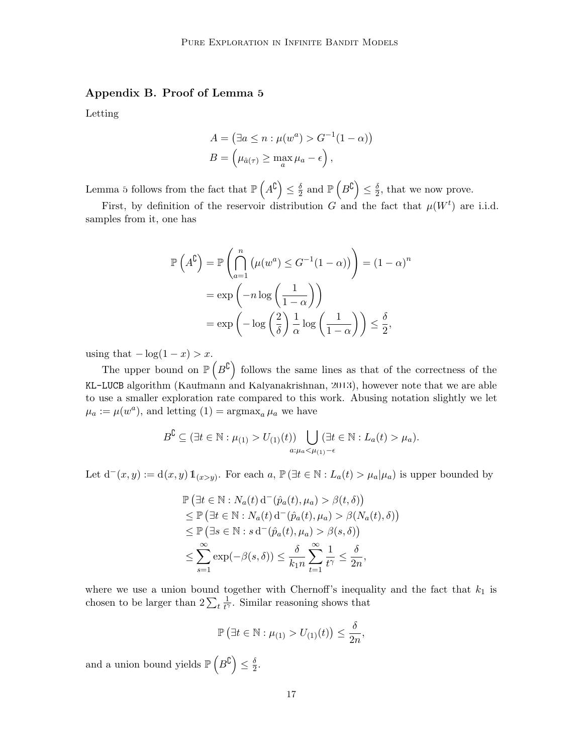## Appendix B. Proof of Lemma 5

Letting

$$A = \left(\exists a \le n : \mu(w^a) > G^{-1}(1-\alpha)\right)$$
$$B = \left(\mu_{\hat{a}(\tau)} \ge \max_a \mu_a - \epsilon\right),$$

Lemma 5 follows from the fact that $\mathbb{P}\left(A^{\complement}\right) \le \frac{\delta}{2}$ and $\mathbb{P}\left(B^{\complement}\right) \le \frac{\delta}{2}$, that we now prove.

First, by definition of the reservoir distribution $G$ and the fact that $\mu(W^t)$ are i.i.d. samples from it, one has

$$\begin{aligned}
\mathbb{P}\left(A^{\complement}\right) &= \mathbb{P}\left(\bigcap_{a=1}^{n} \left(\mu(w^a) \le G^{-1}(1-\alpha)\right)\right) = (1-\alpha)^n \\
&= \exp\left(-n \log\left(\frac{1}{1-\alpha}\right)\right) \\
&= \exp\left(-\log\left(\frac{2}{\delta}\right)\frac{1}{\alpha}\log\left(\frac{1}{1-\alpha}\right)\right) \le \frac{\delta}{2},
\end{aligned}$$

using that $-\log(1-x) > x$.

The upper bound on $\mathbb{P}\left(B^{\complement}\right)$ follows the same lines as that of the correctness of the KL-LUCB algorithm (Kaufmann and Kalyanakrishnan, 2013), however note that we are able to use a smaller exploration rate compared to this work. Abusing notation slightly we let $\mu_a := \mu(w^a)$, and letting $(1) = \operatorname{argmax}_a \mu_a$ we have

$$B^{\complement} \subseteq (\exists t \in \mathbb{N} : \mu_{(1)} > U_{(1)}(t)) \bigcup_{a:\mu_a < \mu_{(1)}-\epsilon} (\exists t \in \mathbb{N} : L_a(t) > \mu_a).$$

Let $\mathrm{d}^-(x,y) := \mathrm{d}(x,y)\mathbb{1}_{(x>y)}$. For each $a$, $\mathbb{P}\left(\exists t \in \mathbb{N} : L_a(t) > \mu_a | \mu_a\right)$ is upper bounded by

$$\begin{aligned}
&\mathbb{P}\left(\exists t \in \mathbb{N} : N_a(t)\,\mathrm{d}^-(\hat{p}_a(t), \mu_a) > \beta(t,\delta)\right) \\
&\le \mathbb{P}\left(\exists t \in \mathbb{N} : N_a(t)\,\mathrm{d}^-(\hat{p}_a(t), \mu_a) > \beta(N_a(t),\delta)\right) \\
&\le \mathbb{P}\left(\exists s \in \mathbb{N} : s\,\mathrm{d}^-(\hat{p}_a(t), \mu_a) > \beta(s,\delta)\right) \\
&\le \sum_{s=1}^{\infty} \exp(-\beta(s,\delta)) \le \frac{\delta}{k_1 n}\sum_{t=1}^{\infty}\frac{1}{t^\gamma} \le \frac{\delta}{2n},
\end{aligned}$$

where we use a union bound together with Chernoff's inequality and the fact that $k_1$ is chosen to be larger than $2\sum_t \frac{1}{t^\gamma}$. Similar reasoning shows that

$$\mathbb{P}\left(\exists t \in \mathbb{N} : \mu_{(1)} > U_{(1)}(t)\right) \le \frac{\delta}{2n},$$

and a union bound yields $\mathbb{P}\left(B^{\complement}\right) \le \frac{\delta}{2}$.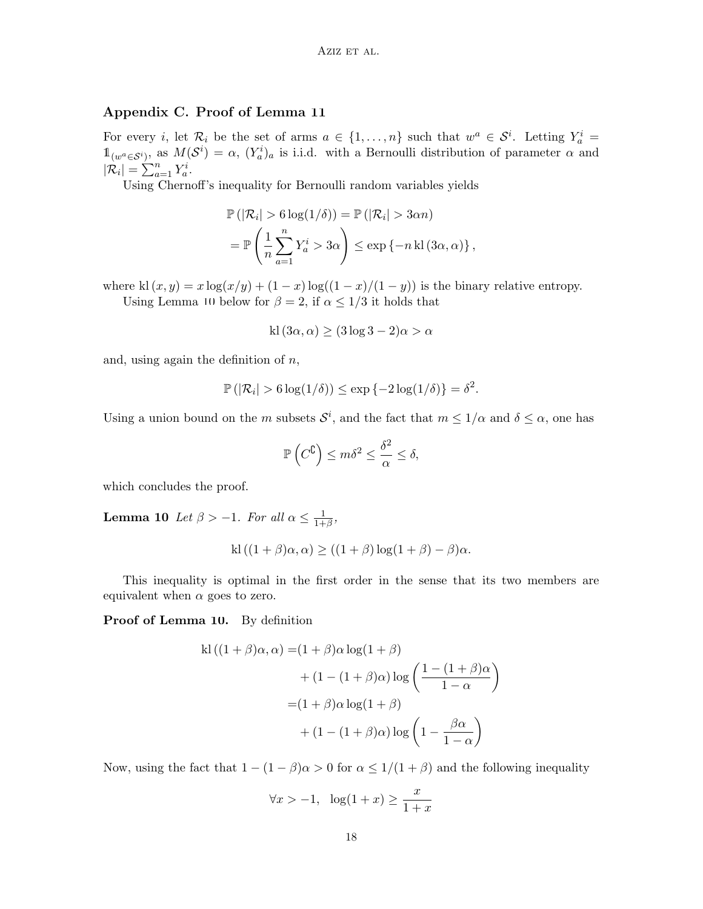## Appendix C. Proof of Lemma 11

For every $i$, let $\mathcal{R}_i$ be the set of arms $a \in \{1, \ldots, n\}$ such that $w^a \in \mathcal{S}^i$. Letting $Y_a^i = \mathbb{1}_{(w^a \in \mathcal{S}^i)}$, as $M(\mathcal{S}^i) = \alpha$, $(Y_a^i)_a$ is i.i.d. with a Bernoulli distribution of parameter $\alpha$ and $|\mathcal{R}_i| = \sum_{a=1}^n Y_a^i$.

Using Chernoff's inequality for Bernoulli random variables yields

$$
\begin{aligned}
\mathbb{P}\left(|\mathcal{R}_i| > 6\log(1/\delta)\right) &= \mathbb{P}\left(|\mathcal{R}_i| > 3\alpha n\right) \\
&= \mathbb{P}\left(\frac{1}{n}\sum_{a=1}^n Y_a^i > 3\alpha\right) \leq \exp\left\{-n\,\mathrm{kl}\left(3\alpha, \alpha\right)\right\},
\end{aligned}
$$

where $\mathrm{kl}\left(x, y\right) = x\log(x/y) + (1-x)\log((1-x)/(1-y))$ is the binary relative entropy.

Using Lemma 10 below for $\beta = 2$, if $\alpha \leq 1/3$ it holds that

$$
\mathrm{kl}\left(3\alpha, \alpha\right) \geq (3\log 3 - 2)\alpha > \alpha
$$

and, using again the definition of $n$,

$$
\mathbb{P}\left(|\mathcal{R}_i| > 6\log(1/\delta)\right) \leq \exp\left\{-2\log(1/\delta)\right\} = \delta^2.
$$

Using a union bound on the $m$ subsets $\mathcal{S}^i$, and the fact that $m \leq 1/\alpha$ and $\delta \leq \alpha$, one has

$$
\mathbb{P}\left(C^{\complement}\right) \leq m\delta^2 \leq \frac{\delta^2}{\alpha} \leq \delta,
$$

which concludes the proof.

**Lemma 10** *Let $\beta > -1$. For all $\alpha \leq \frac{1}{1+\beta}$,*

$$
\mathrm{kl}\left((1+\beta)\alpha, \alpha\right) \geq \left((1+\beta)\log(1+\beta) - \beta\right)\alpha.
$$

This inequality is optimal in the first order in the sense that its two members are equivalent when $\alpha$ goes to zero.

**Proof of Lemma 10.** By definition

$$
\begin{aligned}
\mathrm{kl}\left((1+\beta)\alpha, \alpha\right) =& (1+\beta)\alpha\log(1+\beta) \\
&+ (1-(1+\beta)\alpha)\log\left(\frac{1-(1+\beta)\alpha}{1-\alpha}\right) \\
=& (1+\beta)\alpha\log(1+\beta) \\
&+ (1-(1+\beta)\alpha)\log\left(1 - \frac{\beta\alpha}{1-\alpha}\right)
\end{aligned}
$$

Now, using the fact that $1-(1-\beta)\alpha > 0$ for $\alpha \leq 1/(1+\beta)$ and the following inequality

$$
\forall x > -1, \quad \log(1+x) \geq \frac{x}{1+x}
$$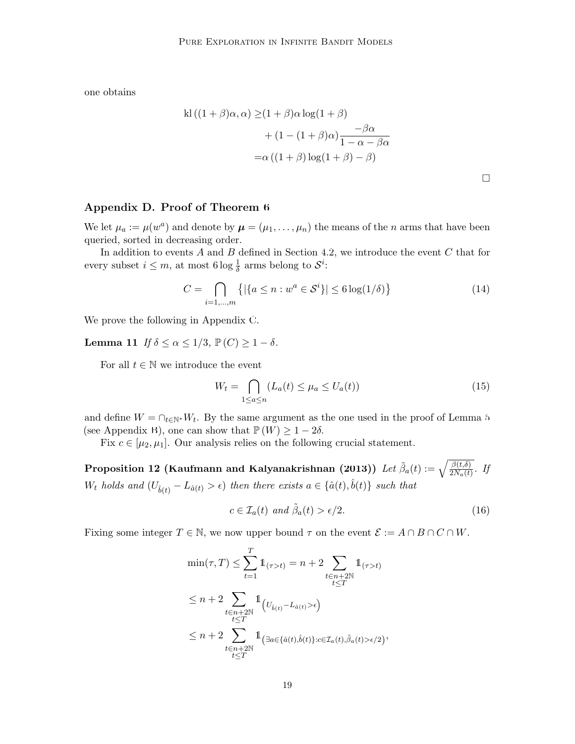one obtains

$$
\begin{aligned}
\text{kl}\left((1+\beta)\alpha, \alpha\right) \geq & (1+\beta)\alpha \log(1+\beta) \\
& + (1-(1+\beta)\alpha)\frac{-\beta\alpha}{1-\alpha-\beta\alpha} \\
= & \alpha\left((1+\beta)\log(1+\beta) - \beta\right)
\end{aligned}
$$

□

## Appendix D. Proof of Theorem 6

We let $\mu_a := \mu(w^a)$ and denote by $\boldsymbol{\mu} = (\mu_1, \ldots, \mu_n)$ the means of the $n$ arms that have been queried, sorted in decreasing order.

In addition to events $A$ and $B$ defined in Section 4.2, we introduce the event $C$ that for every subset $i \leq m$, at most $6 \log \frac{1}{\delta}$ arms belong to $\mathcal{S}^i$:

$$
C = \bigcap_{i=1,\ldots,m} \left\{ |\{a \leq n : w^a \in \mathcal{S}^i\}| \leq 6\log(1/\delta) \right\} \tag{14}
$$

We prove the following in Appendix C.

**Lemma 11** *If $\delta \leq \alpha \leq 1/3$, $\mathbb{P}(C) \geq 1 - \delta$.*

For all $t \in \mathbb{N}$ we introduce the event

$$
W_t = \bigcap_{1 \leq a \leq n} \left(L_a(t) \leq \mu_a \leq U_a(t)\right) \tag{15}
$$

and define $W = \cap_{t \in \mathbb{N}^*} W_t$. By the same argument as the one used in the proof of Lemma 5 (see Appendix B), one can show that $\mathbb{P}(W) \geq 1 - 2\delta$.

Fix $c \in [\mu_2, \mu_1]$. Our analysis relies on the following crucial statement.

**Proposition 12 (Kaufmann and Kalyanakrishnan (2013))** *Let $\tilde{\beta}_a(t) := \sqrt{\frac{\beta(t,\delta)}{2N_a(t)}}$. If $W_t$ holds and $(U_{\hat{b}(t)} - L_{\hat{a}(t)} > \epsilon)$ then there exists $a \in \{\hat{a}(t), \hat{b}(t)\}$ such that*

$$
c \in \mathcal{I}_a(t) \text{ and } \tilde{\beta}_a(t) > \epsilon/2. \tag{16}
$$

Fixing some integer $T \in \mathbb{N}$, we now upper bound $\tau$ on the event $\mathcal{E} := A \cap B \cap C \cap W$.

$$
\begin{aligned}
\min(\tau, T) &\leq \sum_{t=1}^{T} \mathbb{1}_{(\tau > t)} = n + 2 \sum_{\substack{t \in n+2\mathbb{N} \\ t \leq T}} \mathbb{1}_{(\tau > t)} \\
&\leq n + 2 \sum_{\substack{t \in n+2\mathbb{N} \\ t \leq T}} \mathbb{1}_{\left(U_{\hat{b}(t)} - L_{\hat{a}(t)} > \epsilon\right)} \\
&\leq n + 2 \sum_{\substack{t \in n+2\mathbb{N} \\ t \leq T}} \mathbb{1}_{\left(\exists a \in \{\hat{a}(t), \hat{b}(t)\} : c \in \mathcal{I}_a(t), \tilde{\beta}_a(t) > \epsilon/2\right)},
\end{aligned}
$$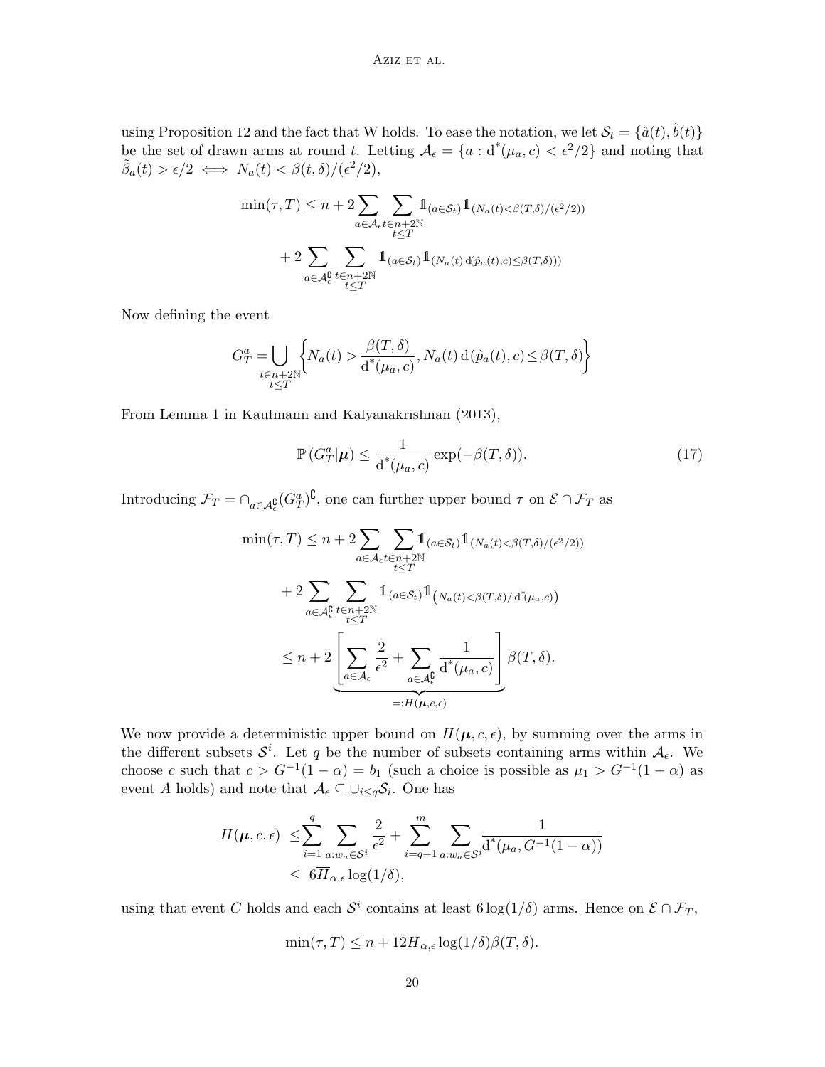using Proposition 12 and the fact that W holds. To ease the notation, we let $\mathcal{S}_t = \{\hat{a}(t), \hat{b}(t)\}$ be the set of drawn arms at round $t$. Letting $\mathcal{A}_\epsilon = \{a : \mathrm{d}^*(\mu_a, c) < \epsilon^2/2\}$ and noting that $\tilde{\beta}_a(t) > \epsilon/2 \iff N_a(t) < \beta(t,\delta)/(\epsilon^2/2)$,

$$
\begin{aligned}
\min(\tau, T) \leq n &+ 2 \sum_{a \in \mathcal{A}_\epsilon} \sum_{\substack{t \in n+2\mathbb{N} \\ t \leq T}} \mathbb{1}_{(a \in \mathcal{S}_t)} \mathbb{1}_{(N_a(t) < \beta(T,\delta)/(\epsilon^2/2))} \\
&+ 2 \sum_{a \in \mathcal{A}_\epsilon^\complement} \sum_{\substack{t \in n+2\mathbb{N} \\ t \leq T}} \mathbb{1}_{(a \in \mathcal{S}_t)} \mathbb{1}_{(N_a(t)\, \mathrm{d}(\hat{p}_a(t), c) \leq \beta(T,\delta)))}
\end{aligned}
$$

Now defining the event

$$
G_T^a = \bigcup_{\substack{t \in n+2\mathbb{N} \\ t \leq T}} \left\{ N_a(t) > \frac{\beta(T,\delta)}{\mathrm{d}^*(\mu_a, c)}, N_a(t)\, \mathrm{d}(\hat{p}_a(t), c) \leq \beta(T,\delta) \right\}
$$

From Lemma 1 in Kaufmann and Kalyanakrishnan (2013),

$$
\mathbb{P}\left(G_T^a | \boldsymbol{\mu}\right) \leq \frac{1}{\mathrm{d}^*(\mu_a, c)} \exp(-\beta(T,\delta)). \tag{17}
$$

Introducing $\mathcal{F}_T = \cap_{a \in \mathcal{A}_\epsilon^\complement} (G_T^a)^\complement$, one can further upper bound $\tau$ on $\mathcal{E} \cap \mathcal{F}_T$ as

$$
\begin{aligned}
\min(\tau, T) &\leq n + 2 \sum_{a \in \mathcal{A}_\epsilon} \sum_{\substack{t \in n+2\mathbb{N} \\ t \leq T}} \mathbb{1}_{(a \in \mathcal{S}_t)} \mathbb{1}_{(N_a(t) < \beta(T,\delta)/(\epsilon^2/2))} \\
&\quad + 2 \sum_{a \in \mathcal{A}_\epsilon^\complement} \sum_{\substack{t \in n+2\mathbb{N} \\ t \leq T}} \mathbb{1}_{(a \in \mathcal{S}_t)} \mathbb{1}_{\left(N_a(t) < \beta(T,\delta)/\, \mathrm{d}^*(\mu_a, c)\right)} \\
&\leq n + 2 \underbrace{\left[ \sum_{a \in \mathcal{A}_\epsilon} \frac{2}{\epsilon^2} + \sum_{a \in \mathcal{A}_\epsilon^\complement} \frac{1}{\mathrm{d}^*(\mu_a, c)} \right]}_{=: H(\boldsymbol{\mu}, c, \epsilon)} \beta(T,\delta).
\end{aligned}
$$

We now provide a deterministic upper bound on $H(\boldsymbol{\mu}, c, \epsilon)$, by summing over the arms in the different subsets $\mathcal{S}^i$. Let $q$ be the number of subsets containing arms within $\mathcal{A}_\epsilon$. We choose $c$ such that $c > G^{-1}(1-\alpha) = b_1$ (such a choice is possible as $\mu_1 > G^{-1}(1-\alpha)$ as event $A$ holds) and note that $\mathcal{A}_\epsilon \subseteq \cup_{i \leq q} \mathcal{S}_i$. One has

$$
\begin{aligned}
H(\boldsymbol{\mu}, c, \epsilon) &\leq \sum_{i=1}^{q} \sum_{a : w_a \in \mathcal{S}^i} \frac{2}{\epsilon^2} + \sum_{i=q+1}^{m} \sum_{a : w_a \in \mathcal{S}^i} \frac{1}{\mathrm{d}^*(\mu_a, G^{-1}(1-\alpha))} \\
&\leq 6 \overline{H}_{\alpha,\epsilon} \log(1/\delta),
\end{aligned}
$$

using that event $C$ holds and each $\mathcal{S}^i$ contains at least $6\log(1/\delta)$ arms. Hence on $\mathcal{E} \cap \mathcal{F}_T$,

$$
\min(\tau, T) \leq n + 12 \overline{H}_{\alpha,\epsilon} \log(1/\delta) \beta(T,\delta).
$$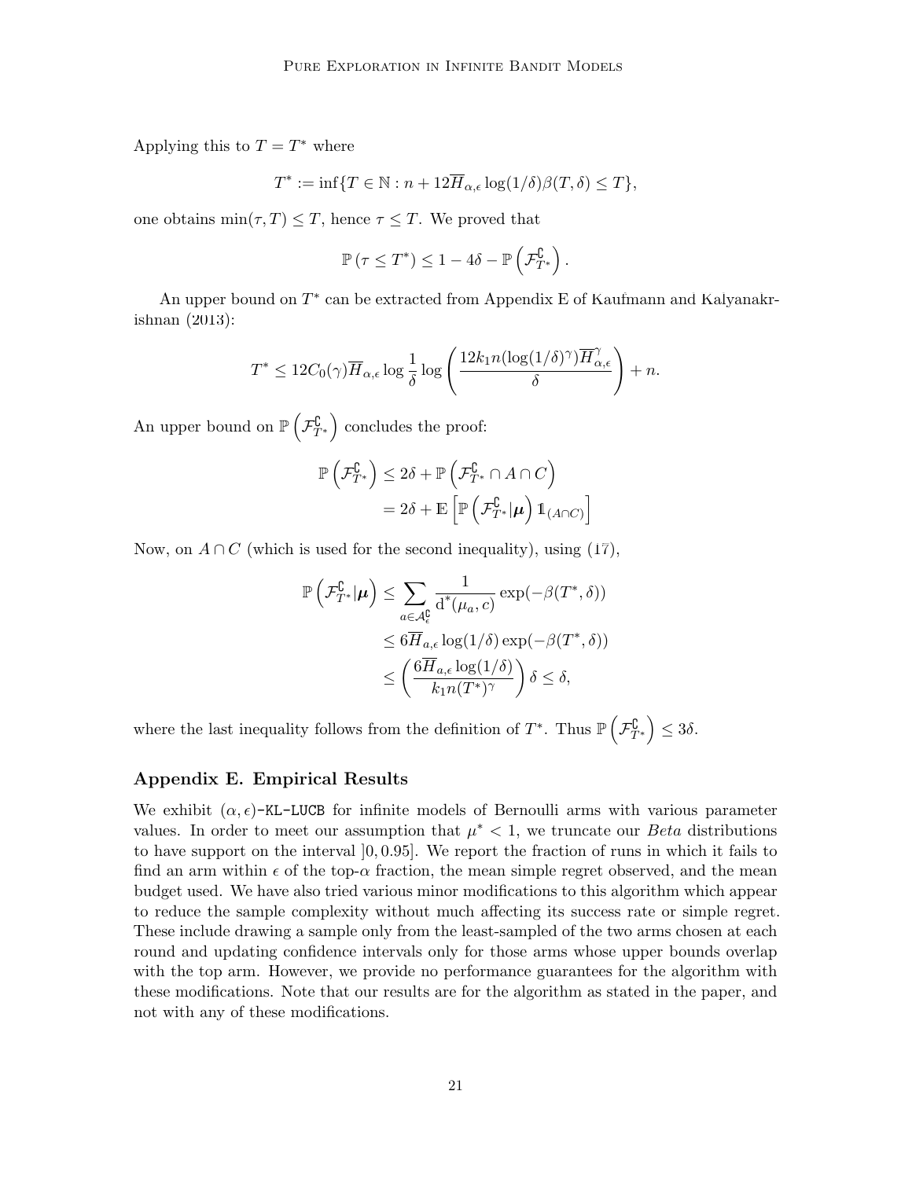Applying this to $T = T^*$ where

$$T^* := \inf\{T \in \mathbb{N} : n + 12\overline{H}_{\alpha,\epsilon} \log(1/\delta)\beta(T, \delta) \leq T\},$$

one obtains $\min(\tau, T) \leq T$, hence $\tau \leq T$. We proved that

$$\mathbb{P}\left(\tau \leq T^*\right) \leq 1 - 4\delta - \mathbb{P}\left(\mathcal{F}_{T^*}^{\complement}\right).$$

An upper bound on $T^*$ can be extracted from Appendix E of Kaufmann and Kalyanakrishnan (2013):

$$T^* \leq 12C_0(\gamma)\overline{H}_{\alpha,\epsilon} \log\frac{1}{\delta} \log\left(\frac{12k_1 n(\log(1/\delta)^\gamma)\overline{H}_{\alpha,\epsilon}^\gamma}{\delta}\right) + n.$$

An upper bound on $\mathbb{P}\left(\mathcal{F}_{T^*}^{\complement}\right)$ concludes the proof:

$$\begin{aligned}
\mathbb{P}\left(\mathcal{F}_{T^*}^{\complement}\right) &\leq 2\delta + \mathbb{P}\left(\mathcal{F}_{T^*}^{\complement} \cap A \cap C\right) \\
&= 2\delta + \mathbb{E}\left[\mathbb{P}\left(\mathcal{F}_{T^*}^{\complement} | \boldsymbol{\mu}\right) \mathbb{1}_{(A \cap C)}\right]
\end{aligned}$$

Now, on $A \cap C$ (which is used for the second inequality), using (17),

$$\begin{aligned}
\mathbb{P}\left(\mathcal{F}_{T^*}^{\complement} | \boldsymbol{\mu}\right) &\leq \sum_{a \in \mathcal{A}_\epsilon^{\complement}} \frac{1}{\mathrm{d}^*(\mu_a, c)} \exp(-\beta(T^*, \delta)) \\
&\leq 6\overline{H}_{a,\epsilon} \log(1/\delta) \exp(-\beta(T^*, \delta)) \\
&\leq \left(\frac{6\overline{H}_{a,\epsilon} \log(1/\delta)}{k_1 n(T^*)^\gamma}\right)\delta \leq \delta,
\end{aligned}$$

where the last inequality follows from the definition of $T^*$. Thus $\mathbb{P}\left(\mathcal{F}_{T^*}^{\complement}\right) \leq 3\delta$.

## Appendix E. Empirical Results

We exhibit $(\alpha, \epsilon)$-KL-LUCB for infinite models of Bernoulli arms with various parameter values. In order to meet our assumption that $\mu^* < 1$, we truncate our *Beta* distributions to have support on the interval $]0, 0.95]$. We report the fraction of runs in which it fails to find an arm within $\epsilon$ of the top-$\alpha$ fraction, the mean simple regret observed, and the mean budget used. We have also tried various minor modifications to this algorithm which appear to reduce the sample complexity without much affecting its success rate or simple regret. These include drawing a sample only from the least-sampled of the two arms chosen at each round and updating confidence intervals only for those arms whose upper bounds overlap with the top arm. However, we provide no performance guarantees for the algorithm with these modifications. Note that our results are for the algorithm as stated in the paper, and not with any of these modifications.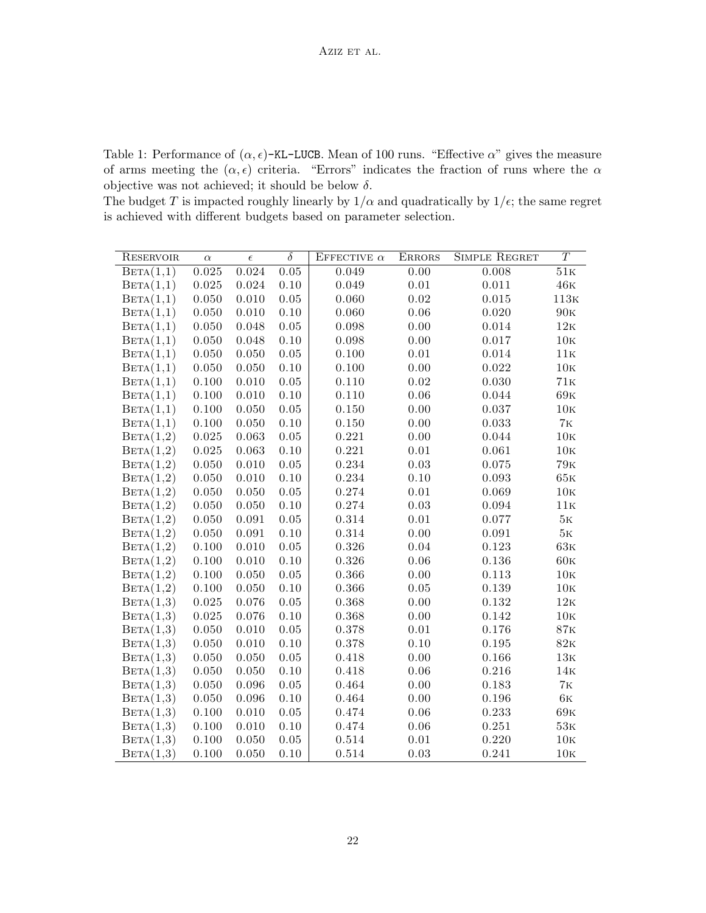Table 1: Performance of $(\alpha, \epsilon)$-KL-LUCB. Mean of 100 runs. "Effective $\alpha$" gives the measure of arms meeting the $(\alpha, \epsilon)$ criteria. "Errors" indicates the fraction of runs where the $\alpha$ objective was not achieved; it should be below $\delta$.

The budget $T$ is impacted roughly linearly by $1/\alpha$ and quadratically by $1/\epsilon$; the same regret is achieved with different budgets based on parameter selection.

| Reservoir | $\alpha$ | $\epsilon$ | $\delta$ | Effective $\alpha$ | Errors | Simple Regret | $T$ |
|---|---|---|---|---|---|---|---|
| Beta(1,1) | 0.025 | 0.024 | 0.05 | 0.049 | 0.00 | 0.008 | 51k |
| Beta(1,1) | 0.025 | 0.024 | 0.10 | 0.049 | 0.01 | 0.011 | 46k |
| Beta(1,1) | 0.050 | 0.010 | 0.05 | 0.060 | 0.02 | 0.015 | 113k |
| Beta(1,1) | 0.050 | 0.010 | 0.10 | 0.060 | 0.06 | 0.020 | 90k |
| Beta(1,1) | 0.050 | 0.048 | 0.05 | 0.098 | 0.00 | 0.014 | 12k |
| Beta(1,1) | 0.050 | 0.048 | 0.10 | 0.098 | 0.00 | 0.017 | 10k |
| Beta(1,1) | 0.050 | 0.050 | 0.05 | 0.100 | 0.01 | 0.014 | 11k |
| Beta(1,1) | 0.050 | 0.050 | 0.10 | 0.100 | 0.00 | 0.022 | 10k |
| Beta(1,1) | 0.100 | 0.010 | 0.05 | 0.110 | 0.02 | 0.030 | 71k |
| Beta(1,1) | 0.100 | 0.010 | 0.10 | 0.110 | 0.06 | 0.044 | 69k |
| Beta(1,1) | 0.100 | 0.050 | 0.05 | 0.150 | 0.00 | 0.037 | 10k |
| Beta(1,1) | 0.100 | 0.050 | 0.10 | 0.150 | 0.00 | 0.033 | 7k |
| Beta(1,2) | 0.025 | 0.063 | 0.05 | 0.221 | 0.00 | 0.044 | 10k |
| Beta(1,2) | 0.025 | 0.063 | 0.10 | 0.221 | 0.01 | 0.061 | 10k |
| Beta(1,2) | 0.050 | 0.010 | 0.05 | 0.234 | 0.03 | 0.075 | 79k |
| Beta(1,2) | 0.050 | 0.010 | 0.10 | 0.234 | 0.10 | 0.093 | 65k |
| Beta(1,2) | 0.050 | 0.050 | 0.05 | 0.274 | 0.01 | 0.069 | 10k |
| Beta(1,2) | 0.050 | 0.050 | 0.10 | 0.274 | 0.03 | 0.094 | 11k |
| Beta(1,2) | 0.050 | 0.091 | 0.05 | 0.314 | 0.01 | 0.077 | 5k |
| Beta(1,2) | 0.050 | 0.091 | 0.10 | 0.314 | 0.00 | 0.091 | 5k |
| Beta(1,2) | 0.100 | 0.010 | 0.05 | 0.326 | 0.04 | 0.123 | 63k |
| Beta(1,2) | 0.100 | 0.010 | 0.10 | 0.326 | 0.06 | 0.136 | 60k |
| Beta(1,2) | 0.100 | 0.050 | 0.05 | 0.366 | 0.00 | 0.113 | 10k |
| Beta(1,2) | 0.100 | 0.050 | 0.10 | 0.366 | 0.05 | 0.139 | 10k |
| Beta(1,3) | 0.025 | 0.076 | 0.05 | 0.368 | 0.00 | 0.132 | 12k |
| Beta(1,3) | 0.025 | 0.076 | 0.10 | 0.368 | 0.00 | 0.142 | 10k |
| Beta(1,3) | 0.050 | 0.010 | 0.05 | 0.378 | 0.01 | 0.176 | 87k |
| Beta(1,3) | 0.050 | 0.010 | 0.10 | 0.378 | 0.10 | 0.195 | 82k |
| Beta(1,3) | 0.050 | 0.050 | 0.05 | 0.418 | 0.00 | 0.166 | 13k |
| Beta(1,3) | 0.050 | 0.050 | 0.10 | 0.418 | 0.06 | 0.216 | 14k |
| Beta(1,3) | 0.050 | 0.096 | 0.05 | 0.464 | 0.00 | 0.183 | 7k |
| Beta(1,3) | 0.050 | 0.096 | 0.10 | 0.464 | 0.00 | 0.196 | 6k |
| Beta(1,3) | 0.100 | 0.010 | 0.05 | 0.474 | 0.06 | 0.233 | 69k |
| Beta(1,3) | 0.100 | 0.010 | 0.10 | 0.474 | 0.06 | 0.251 | 53k |
| Beta(1,3) | 0.100 | 0.050 | 0.05 | 0.514 | 0.01 | 0.220 | 10k |
| Beta(1,3) | 0.100 | 0.050 | 0.10 | 0.514 | 0.03 | 0.241 | 10k |